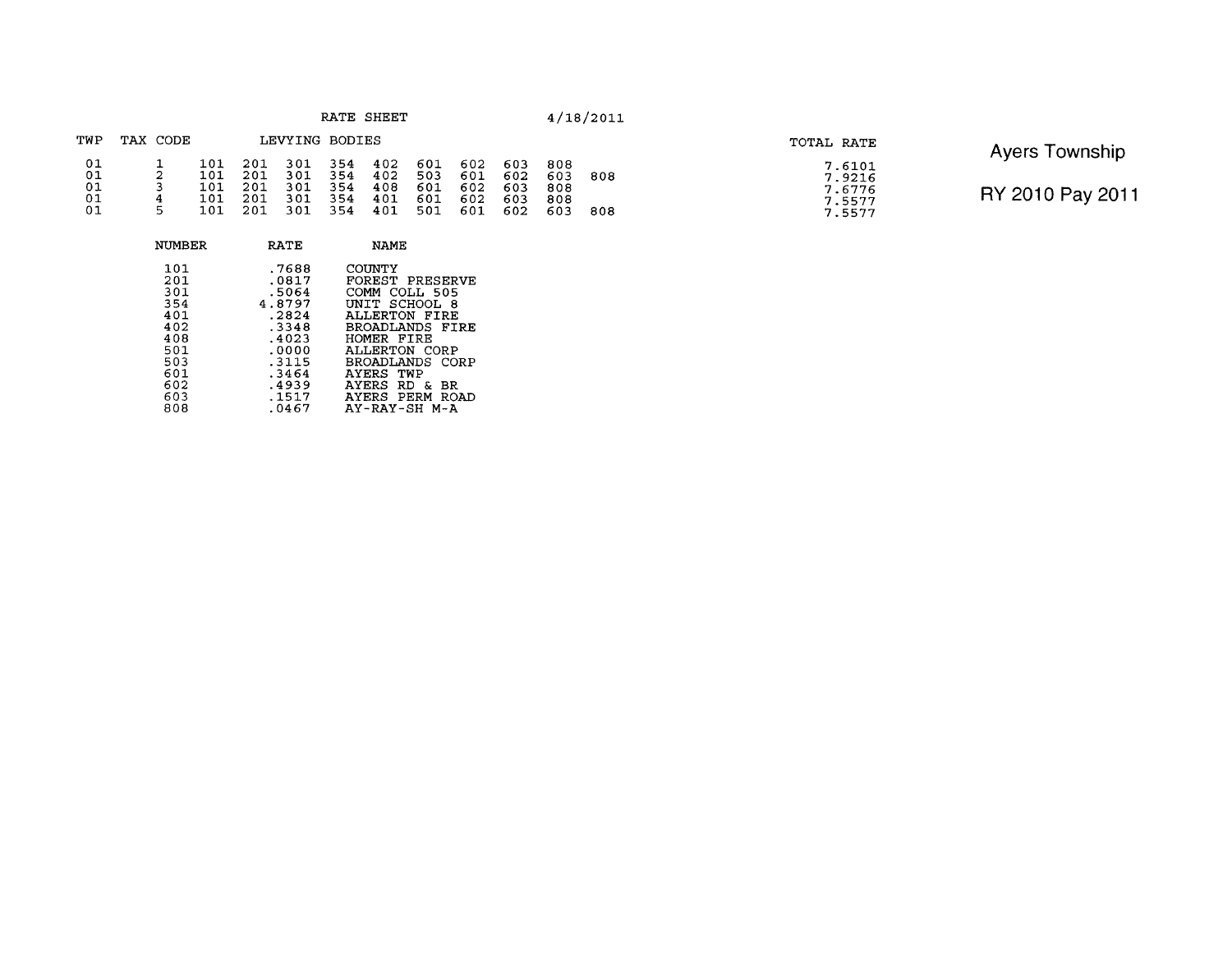# Ayers Township

## RY 2010 Pay 2011

RATE SHEET 4/18/2011

| TWP | TAX CODE | LEVYING BODIES | | | | | | | | | | TOTAL RATE |
|---|---|---|---|---|---|---|---|---|---|---|---|---|
| 01 | 1 | 101 | 201 | 301 | 354 | 402 | 601 | 602 | 603 | 808 | | 7.6101 |
| 01 | 2 | 101 | 201 | 301 | 354 | 402 | 503 | 601 | 602 | 603 | 808 | 7.9216 |
| 01 | 3 | 101 | 201 | 301 | 354 | 408 | 601 | 602 | 603 | 808 | | 7.6776 |
| 01 | 4 | 101 | 201 | 301 | 354 | 401 | 601 | 602 | 603 | 808 | | 7.5577 |
| 01 | 5 | 101 | 201 | 301 | 354 | 401 | 501 | 601 | 602 | 603 | 808 | 7.5577 |

| NUMBER | RATE | NAME |
|---|---|---|
| 101 | .7688 | COUNTY |
| 201 | .0817 | FOREST PRESERVE |
| 301 | .5064 | COMM COLL 505 |
| 354 | 4.8797 | UNIT SCHOOL 8 |
| 401 | .2824 | ALLERTON FIRE |
| 402 | .3348 | BROADLANDS FIRE |
| 408 | .4023 | HOMER FIRE |
| 501 | .0000 | ALLERTON CORP |
| 503 | .3115 | BROADLANDS CORP |
| 601 | .3464 | AYERS TWP |
| 602 | .4939 | AYERS RD & BR |
| 603 | .1517 | AYERS PERM ROAD |
| 808 | .0467 | AY-RAY-SH M-A |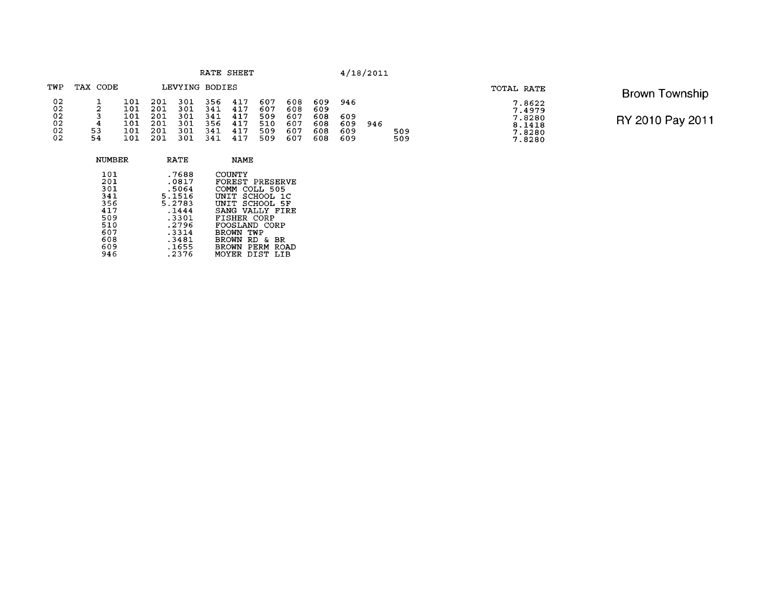Brown Township

RY 2010 Pay 2011

RATE SHEET 4/18/2011

| TWP | TAX CODE | LEVYING BODIES | | | | | | | | | | | TOTAL RATE |
|---|---|---|---|---|---|---|---|---|---|---|---|---|---|
| 02 | 1 | 101 | 201 | 301 | 356 | 417 | 607 | 608 | 609 | 946 | | | 7.8622 |
| 02 | 2 | 101 | 201 | 301 | 341 | 417 | 607 | 608 | 609 | | | | 7.4979 |
| 02 | 3 | 101 | 201 | 301 | 341 | 417 | 509 | 607 | 608 | 609 | | | 7.8280 |
| 02 | 4 | 101 | 201 | 301 | 356 | 417 | 510 | 607 | 608 | 609 | 946 | | 8.1418 |
| 02 | 53 | 101 | 201 | 301 | 341 | 417 | 509 | 607 | 608 | 609 | | 509 | 7.8280 |
| 02 | 54 | 101 | 201 | 301 | 341 | 417 | 509 | 607 | 608 | 609 | | 509 | 7.8280 |

| NUMBER | RATE | NAME |
|---|---|---|
| 101 | .7688 | COUNTY |
| 201 | .0817 | FOREST PRESERVE |
| 301 | .5064 | COMM COLL 505 |
| 341 | 5.1516 | UNIT SCHOOL 1C |
| 356 | 5.2783 | UNIT SCHOOL 5F |
| 417 | .1444 | SANG VALLY FIRE |
| 509 | .3301 | FISHER CORP |
| 510 | .2796 | FOOSLAND CORP |
| 607 | .3314 | BROWN TWP |
| 608 | .3481 | BROWN RD & BR |
| 609 | .1655 | BROWN PERM ROAD |
| 946 | .2376 | MOYER DIST LIB |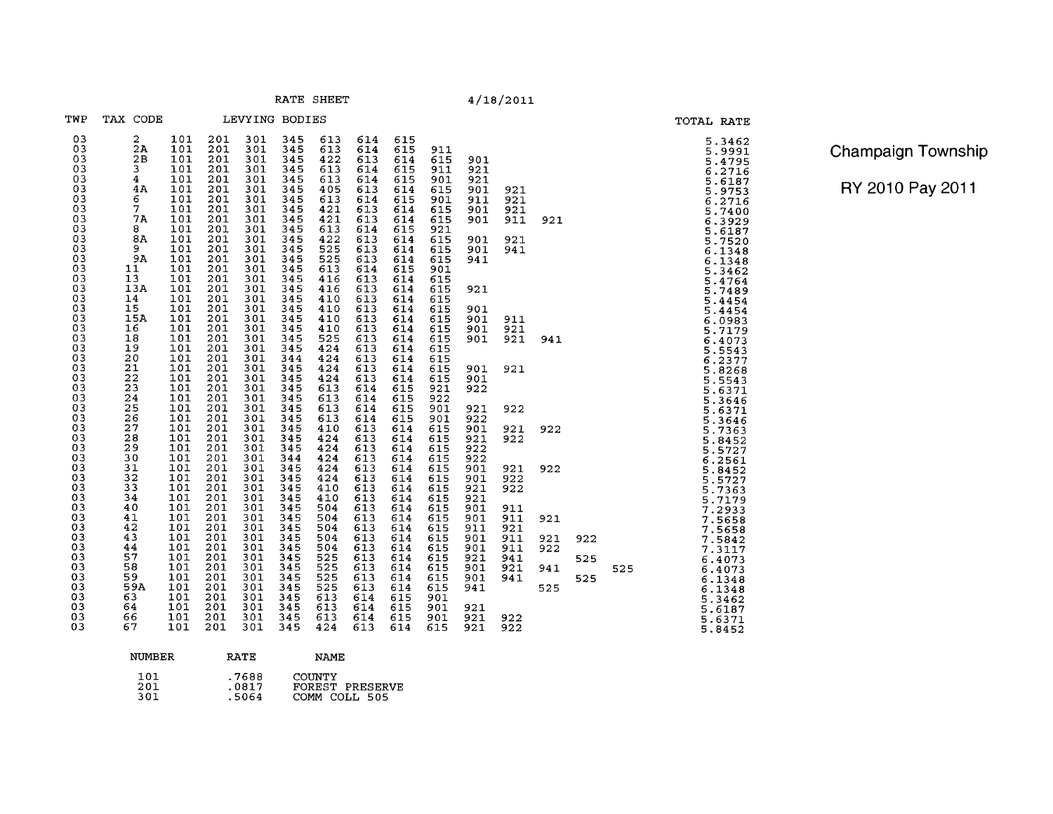RATE SHEET 4/18/2011

**Champaign Township**

**RY 2010 Pay 2011**

| TWP | TAX CODE | LEVYING BODIES | | | | | | | | | | | | | TOTAL RATE |
|---|---|---|---|---|---|---|---|---|---|---|---|---|---|---|---|
| 03 | 2 | 101 | 201 | 301 | 345 | 613 | 614 | 615 | | | | | | | 5.3462 |
| 03 | 2A | 101 | 201 | 301 | 345 | 613 | 614 | 615 | 911 | | | | | | 5.9991 |
| 03 | 2B | 101 | 201 | 301 | 345 | 422 | 613 | 614 | 615 | 901 | | | | | 5.4795 |
| 03 | 3 | 101 | 201 | 301 | 345 | 613 | 614 | 615 | 911 | 921 | | | | | 6.2716 |
| 03 | 4 | 101 | 201 | 301 | 345 | 613 | 614 | 615 | 901 | 921 | | | | | 5.6187 |
| 03 | 4A | 101 | 201 | 301 | 345 | 405 | 613 | 614 | 615 | 901 | 921 | | | | 5.9753 |
| 03 | 6 | 101 | 201 | 301 | 345 | 613 | 614 | 615 | 901 | 911 | 921 | | | | 6.2716 |
| 03 | 7 | 101 | 201 | 301 | 345 | 421 | 613 | 614 | 615 | 901 | 921 | | | | 5.7400 |
| 03 | 7A | 101 | 201 | 301 | 345 | 421 | 613 | 614 | 615 | 901 | 911 | 921 | | | 6.3929 |
| 03 | 8 | 101 | 201 | 301 | 345 | 613 | 614 | 615 | 921 | | | | | | 5.6187 |
| 03 | 8A | 101 | 201 | 301 | 345 | 422 | 613 | 614 | 615 | 901 | 921 | | | | 5.7520 |
| 03 | 9 | 101 | 201 | 301 | 345 | 525 | 613 | 614 | 615 | 901 | 941 | | | | 6.1348 |
| 03 | 9A | 101 | 201 | 301 | 345 | 525 | 613 | 614 | 615 | 941 | | | | | 6.1348 |
| 03 | 11 | 101 | 201 | 301 | 345 | 613 | 614 | 615 | 901 | | | | | | 5.3462 |
| 03 | 13 | 101 | 201 | 301 | 345 | 416 | 613 | 614 | 615 | | | | | | 5.4764 |
| 03 | 13A | 101 | 201 | 301 | 345 | 416 | 613 | 614 | 615 | 921 | | | | | 5.7489 |
| 03 | 14 | 101 | 201 | 301 | 345 | 410 | 613 | 614 | 615 | | | | | | 5.4454 |
| 03 | 15 | 101 | 201 | 301 | 345 | 410 | 613 | 614 | 615 | 901 | | | | | 5.4454 |
| 03 | 15A | 101 | 201 | 301 | 345 | 410 | 613 | 614 | 615 | 901 | 911 | | | | 6.0983 |
| 03 | 16 | 101 | 201 | 301 | 345 | 410 | 613 | 614 | 615 | 901 | 921 | | | | 5.7179 |
| 03 | 18 | 101 | 201 | 301 | 345 | 525 | 613 | 614 | 615 | 901 | 921 | 941 | | | 6.4073 |
| 03 | 19 | 101 | 201 | 301 | 345 | 424 | 613 | 614 | 615 | | | | | | 5.5543 |
| 03 | 20 | 101 | 201 | 301 | 344 | 424 | 613 | 614 | 615 | | | | | | 6.2377 |
| 03 | 21 | 101 | 201 | 301 | 345 | 424 | 613 | 614 | 615 | 901 | 921 | | | | 5.8268 |
| 03 | 22 | 101 | 201 | 301 | 345 | 424 | 613 | 614 | 615 | 901 | | | | | 5.5543 |
| 03 | 23 | 101 | 201 | 301 | 345 | 613 | 614 | 615 | 921 | 922 | | | | | 5.6371 |
| 03 | 24 | 101 | 201 | 301 | 345 | 613 | 614 | 615 | 922 | | | | | | 5.3646 |
| 03 | 25 | 101 | 201 | 301 | 345 | 613 | 614 | 615 | 901 | 921 | 922 | | | | 5.6371 |
| 03 | 26 | 101 | 201 | 301 | 345 | 613 | 614 | 615 | 901 | 922 | | | | | 5.3646 |
| 03 | 27 | 101 | 201 | 301 | 345 | 410 | 613 | 614 | 615 | 901 | 921 | 922 | | | 5.7363 |
| 03 | 28 | 101 | 201 | 301 | 345 | 424 | 613 | 614 | 615 | 921 | 922 | | | | 5.8452 |
| 03 | 29 | 101 | 201 | 301 | 345 | 424 | 613 | 614 | 615 | 922 | | | | | 5.5727 |
| 03 | 30 | 101 | 201 | 301 | 344 | 424 | 613 | 614 | 615 | 922 | | | | | 6.2561 |
| 03 | 31 | 101 | 201 | 301 | 345 | 424 | 613 | 614 | 615 | 901 | 921 | 922 | | | 5.8452 |
| 03 | 32 | 101 | 201 | 301 | 345 | 424 | 613 | 614 | 615 | 901 | 922 | | | | 5.5727 |
| 03 | 33 | 101 | 201 | 301 | 345 | 410 | 613 | 614 | 615 | 921 | 922 | | | | 5.7363 |
| 03 | 34 | 101 | 201 | 301 | 345 | 410 | 613 | 614 | 615 | 921 | | | | | 5.7179 |
| 03 | 40 | 101 | 201 | 301 | 345 | 504 | 613 | 614 | 615 | 901 | 911 | | | | 7.2933 |
| 03 | 41 | 101 | 201 | 301 | 345 | 504 | 613 | 614 | 615 | 901 | 911 | 921 | | | 7.5658 |
| 03 | 42 | 101 | 201 | 301 | 345 | 504 | 613 | 614 | 615 | 911 | 921 | | | | 7.5658 |
| 03 | 43 | 101 | 201 | 301 | 345 | 504 | 613 | 614 | 615 | 901 | 911 | 921 | 922 | | 7.5842 |
| 03 | 44 | 101 | 201 | 301 | 345 | 504 | 613 | 614 | 615 | 901 | 911 | 922 | | | 7.3117 |
| 03 | 57 | 101 | 201 | 301 | 345 | 525 | 613 | 614 | 615 | 921 | 941 | | 525 | | 6.4073 |
| 03 | 58 | 101 | 201 | 301 | 345 | 525 | 613 | 614 | 615 | 901 | 921 | 941 | | 525 | 6.4073 |
| 03 | 59 | 101 | 201 | 301 | 345 | 525 | 613 | 614 | 615 | 901 | 941 | | 525 | | 6.1348 |
| 03 | 59A | 101 | 201 | 301 | 345 | 525 | 613 | 614 | 615 | 941 | | 525 | | | 6.1348 |
| 03 | 63 | 101 | 201 | 301 | 345 | 613 | 614 | 615 | 901 | | | | | | 5.3462 |
| 03 | 64 | 101 | 201 | 301 | 345 | 613 | 614 | 615 | 901 | 921 | | | | | 5.6187 |
| 03 | 66 | 101 | 201 | 301 | 345 | 613 | 614 | 615 | 901 | 921 | 922 | | | | 5.6371 |
| 03 | 67 | 101 | 201 | 301 | 345 | 424 | 613 | 614 | 615 | 921 | 922 | | | | 5.8452 |

| NUMBER | RATE | NAME |
|---|---|---|
| 101 | .7688 | COUNTY |
| 201 | .0817 | FOREST PRESERVE |
| 301 | .5064 | COMM COLL 505 |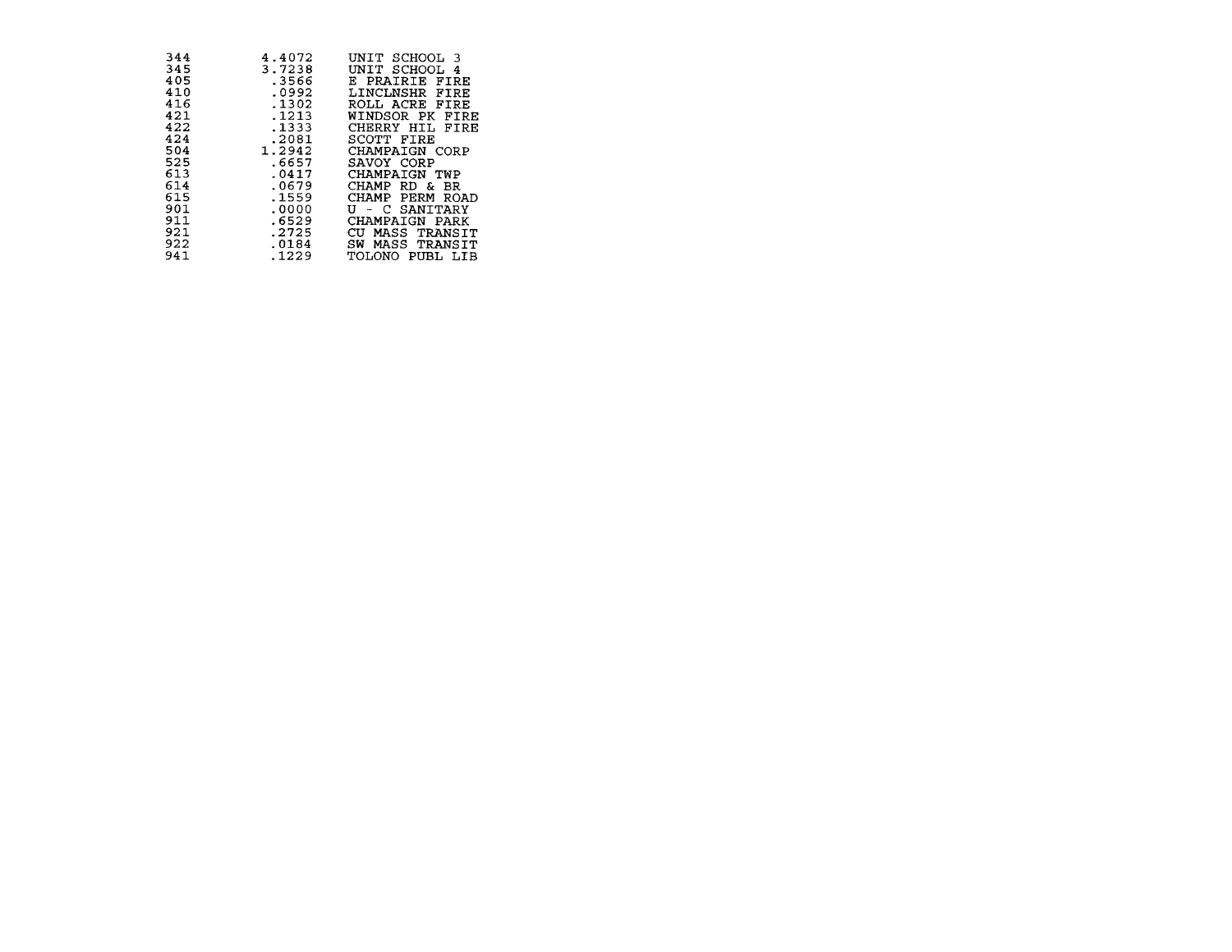| | | |
|---|---|---|
| 344 | 4.4072 | UNIT SCHOOL 3 |
| 345 | 3.7238 | UNIT SCHOOL 4 |
| 405 | .3566 | E PRAIRIE FIRE |
| 410 | .0992 | LINCLNSHR FIRE |
| 416 | .1302 | ROLL ACRE FIRE |
| 421 | .1213 | WINDSOR PK FIRE |
| 422 | .1333 | CHERRY HIL FIRE |
| 424 | .2081 | SCOTT FIRE |
| 504 | 1.2942 | CHAMPAIGN CORP |
| 525 | .6657 | SAVOY CORP |
| 613 | .0417 | CHAMPAIGN TWP |
| 614 | .0679 | CHAMP RD & BR |
| 615 | .1559 | CHAMP PERM ROAD |
| 901 | .0000 | U - C SANITARY |
| 911 | .6529 | CHAMPAIGN PARK |
| 921 | .2725 | CU MASS TRANSIT |
| 922 | .0184 | SW MASS TRANSIT |
| 941 | .1229 | TOLONO PUBL LIB |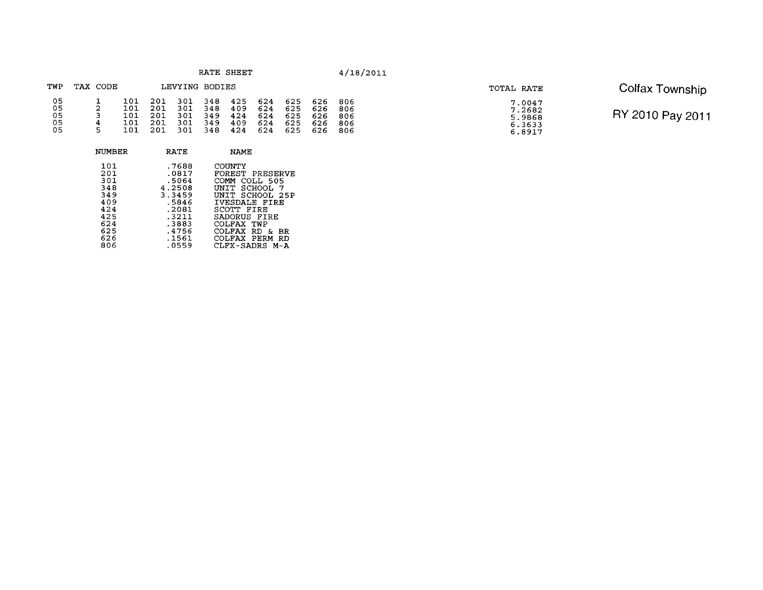RATE SHEET 4/18/2011

**Colfax Township**

**RY 2010 Pay 2011**

| TWP | TAX CODE | LEVYING BODIES | | | | | | | | | TOTAL RATE |
|---|---|---|---|---|---|---|---|---|---|---|---|
| 05 | 1 | 101 | 201 | 301 | 348 | 425 | 624 | 625 | 626 | 806 | 7.0047 |
| 05 | 2 | 101 | 201 | 301 | 348 | 409 | 624 | 625 | 626 | 806 | 7.2682 |
| 05 | 3 | 101 | 201 | 301 | 349 | 424 | 624 | 625 | 626 | 806 | 5.9868 |
| 05 | 4 | 101 | 201 | 301 | 349 | 409 | 624 | 625 | 626 | 806 | 6.3633 |
| 05 | 5 | 101 | 201 | 301 | 348 | 424 | 624 | 625 | 626 | 806 | 6.8917 |

| NUMBER | RATE | NAME |
|---|---|---|
| 101 | .7688 | COUNTY |
| 201 | .0817 | FOREST PRESERVE |
| 301 | .5064 | COMM COLL 505 |
| 348 | 4.2508 | UNIT SCHOOL 7 |
| 349 | 3.3459 | UNIT SCHOOL 25P |
| 409 | .5846 | IVESDALE FIRE |
| 424 | .2081 | SCOTT FIRE |
| 425 | .3211 | SADORUS FIRE |
| 624 | .3883 | COLFAX TWP |
| 625 | .4756 | COLFAX RD & BR |
| 626 | .1561 | COLFAX PERM RD |
| 806 | .0559 | CLFX-SADRS M-A |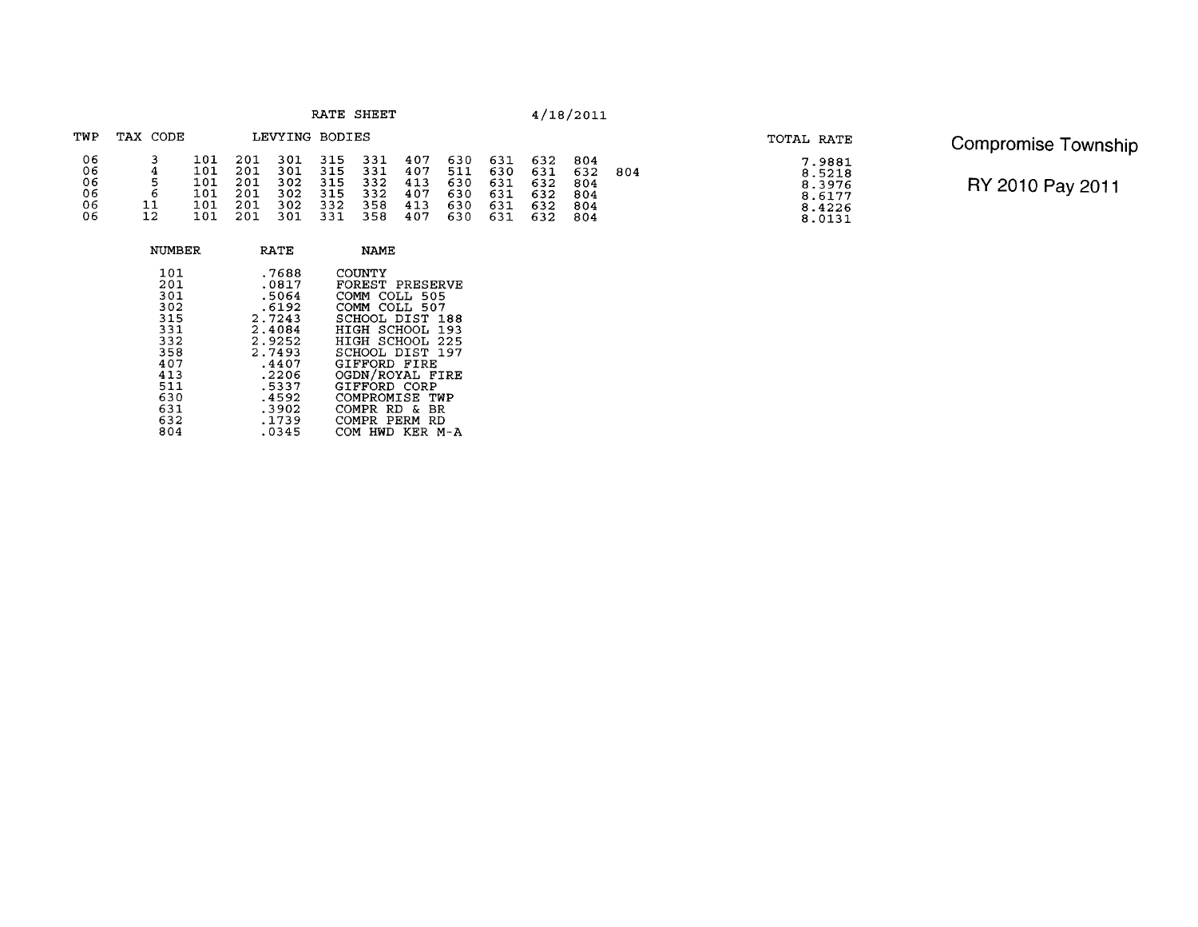# Compromise Township

## RY 2010 Pay 2011

RATE SHEET 4/18/2011

| TWP | TAX CODE | LEVYING BODIES | | | | | | | | | | | TOTAL RATE |
|---|---|---|---|---|---|---|---|---|---|---|---|---|---|
| 06 | 3 | 101 | 201 | 301 | 315 | 331 | 407 | 630 | 631 | 632 | 804 | | 7.9881 |
| 06 | 4 | 101 | 201 | 301 | 315 | 331 | 407 | 511 | 630 | 631 | 632 | 804 | 8.5218 |
| 06 | 5 | 101 | 201 | 302 | 315 | 332 | 413 | 630 | 631 | 632 | 804 | | 8.3976 |
| 06 | 6 | 101 | 201 | 302 | 315 | 332 | 407 | 630 | 631 | 632 | 804 | | 8.6177 |
| 06 | 11 | 101 | 201 | 302 | 332 | 358 | 413 | 630 | 631 | 632 | 804 | | 8.4226 |
| 06 | 12 | 101 | 201 | 301 | 331 | 358 | 407 | 630 | 631 | 632 | 804 | | 8.0131 |

| NUMBER | RATE | NAME |
|---|---|---|
| 101 | .7688 | COUNTY |
| 201 | .0817 | FOREST PRESERVE |
| 301 | .5064 | COMM COLL 505 |
| 302 | .6192 | COMM COLL 507 |
| 315 | 2.7243 | SCHOOL DIST 188 |
| 331 | 2.4084 | HIGH SCHOOL 193 |
| 332 | 2.9252 | HIGH SCHOOL 225 |
| 358 | 2.7493 | SCHOOL DIST 197 |
| 407 | .4407 | GIFFORD FIRE |
| 413 | .2206 | OGDN/ROYAL FIRE |
| 511 | .5337 | GIFFORD CORP |
| 630 | .4592 | COMPROMISE TWP |
| 631 | .3902 | COMPR RD & BR |
| 632 | .1739 | COMPR PERM RD |
| 804 | .0345 | COM HWD KER M-A |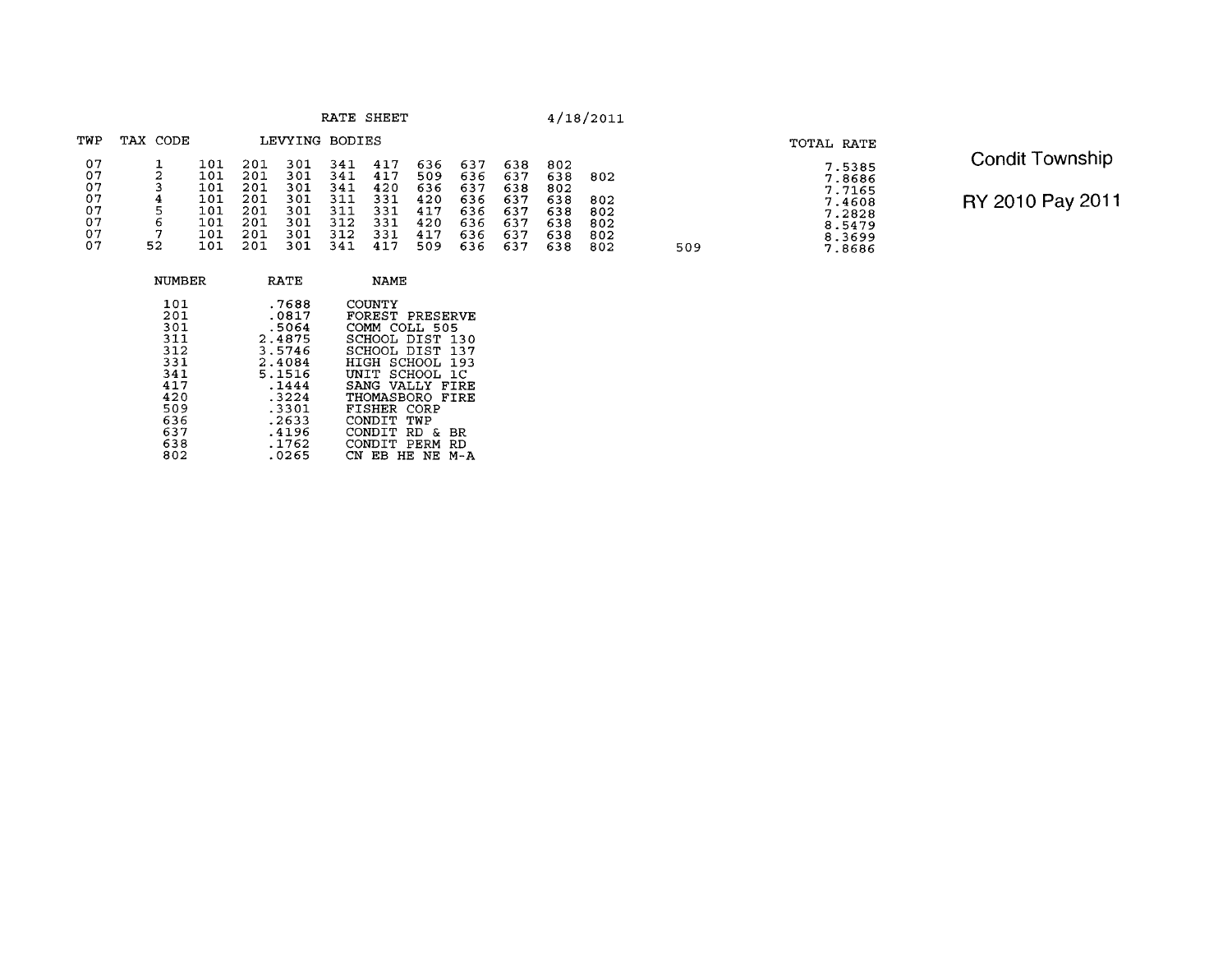RATE SHEET 4/18/2011

# Condit Township

## RY 2010 Pay 2011

| TWP | TAX CODE | LEVYING BODIES | | | | | | | | | | | TOTAL RATE |
|---|---|---|---|---|---|---|---|---|---|---|---|---|---|
| 07 | 1 | 101 | 201 | 301 | 341 | 417 | 636 | 637 | 638 | 802 | | | 7.5385 |
| 07 | 2 | 101 | 201 | 301 | 341 | 417 | 509 | 636 | 637 | 638 | 802 | | 7.8686 |
| 07 | 3 | 101 | 201 | 301 | 341 | 420 | 636 | 637 | 638 | 802 | | | 7.7165 |
| 07 | 4 | 101 | 201 | 301 | 311 | 331 | 420 | 636 | 637 | 638 | 802 | | 7.4608 |
| 07 | 5 | 101 | 201 | 301 | 311 | 331 | 417 | 636 | 637 | 638 | 802 | | 7.2828 |
| 07 | 6 | 101 | 201 | 301 | 312 | 331 | 420 | 636 | 637 | 638 | 802 | | 8.5479 |
| 07 | 7 | 101 | 201 | 301 | 312 | 331 | 417 | 636 | 637 | 638 | 802 | | 8.3699 |
| 07 | 52 | 101 | 201 | 301 | 341 | 417 | 509 | 636 | 637 | 638 | 802 | 509 | 7.8686 |

| NUMBER | RATE | NAME |
|---|---|---|
| 101 | .7688 | COUNTY |
| 201 | .0817 | FOREST PRESERVE |
| 301 | .5064 | COMM COLL 505 |
| 311 | 2.4875 | SCHOOL DIST 130 |
| 312 | 3.5746 | SCHOOL DIST 137 |
| 331 | 2.4084 | HIGH SCHOOL 193 |
| 341 | 5.1516 | UNIT SCHOOL 1C |
| 417 | .1444 | SANG VALLY FIRE |
| 420 | .3224 | THOMASBORO FIRE |
| 509 | .3301 | FISHER CORP |
| 636 | .2633 | CONDIT TWP |
| 637 | .4196 | CONDIT RD & BR |
| 638 | .1762 | CONDIT PERM RD |
| 802 | .0265 | CN EB HE NE M-A |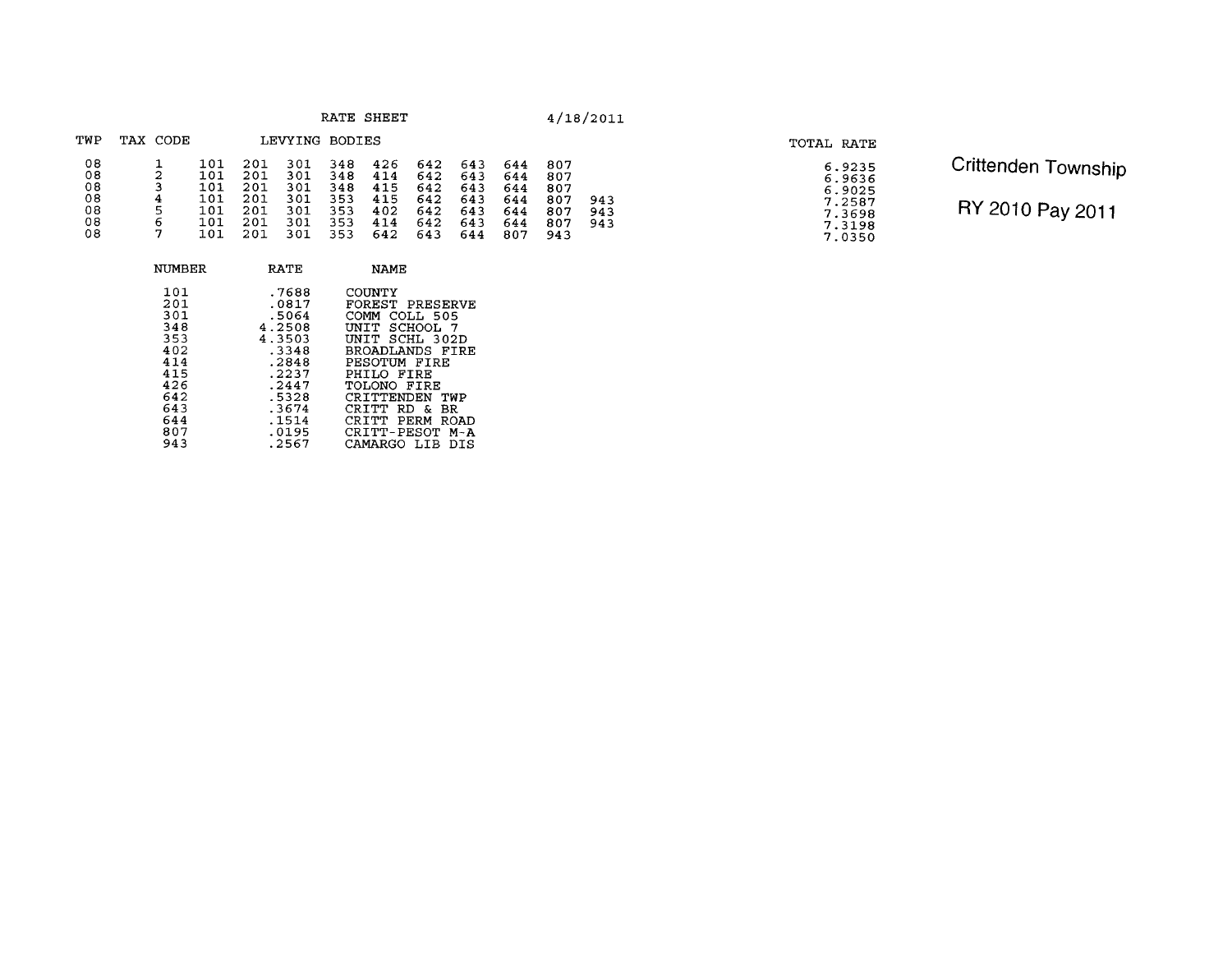Crittenden Township

RY 2010 Pay 2011

RATE SHEET 4/18/2011

| TWP | TAX CODE | LEVYING BODIES | | | | | | | | | | TOTAL RATE |
|---|---|---|---|---|---|---|---|---|---|---|---|---|
| 08 | 1 | 101 | 201 | 301 | 348 | 426 | 642 | 643 | 644 | 807 | | 6.9235 |
| 08 | 2 | 101 | 201 | 301 | 348 | 414 | 642 | 643 | 644 | 807 | | 6.9636 |
| 08 | 3 | 101 | 201 | 301 | 348 | 415 | 642 | 643 | 644 | 807 | | 6.9025 |
| 08 | 4 | 101 | 201 | 301 | 353 | 415 | 642 | 643 | 644 | 807 | 943 | 7.2587 |
| 08 | 5 | 101 | 201 | 301 | 353 | 402 | 642 | 643 | 644 | 807 | 943 | 7.3698 |
| 08 | 6 | 101 | 201 | 301 | 353 | 414 | 642 | 643 | 644 | 807 | 943 | 7.3198 |
| 08 | 7 | 101 | 201 | 301 | 353 | 642 | 643 | 644 | 807 | 943 | | 7.0350 |

| NUMBER | RATE | NAME |
|---|---|---|
| 101 | .7688 | COUNTY |
| 201 | .0817 | FOREST PRESERVE |
| 301 | .5064 | COMM COLL 505 |
| 348 | 4.2508 | UNIT SCHOOL 7 |
| 353 | 4.3503 | UNIT SCHL 302D |
| 402 | .3348 | BROADLANDS FIRE |
| 414 | .2848 | PESOTUM FIRE |
| 415 | .2237 | PHILO FIRE |
| 426 | .2447 | TOLONO FIRE |
| 642 | .5328 | CRITTENDEN TWP |
| 643 | .3674 | CRITT RD & BR |
| 644 | .1514 | CRITT PERM ROAD |
| 807 | .0195 | CRITT-PESOT M-A |
| 943 | .2567 | CAMARGO LIB DIS |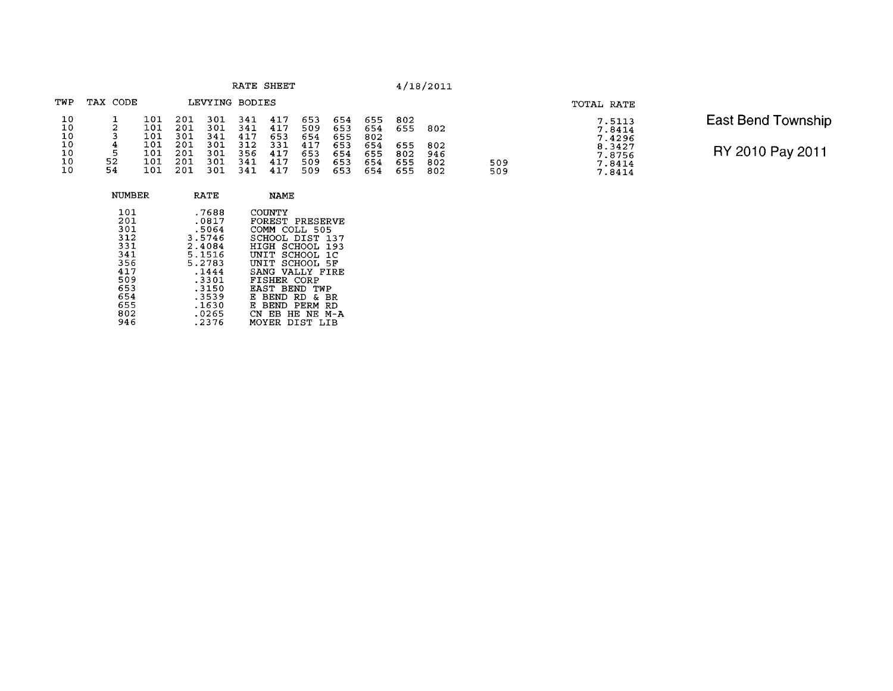RATE SHEET 4/18/2011

East Bend Township

RY 2010 Pay 2011

| TWP | TAX CODE | LEVYING BODIES | | | | | | | | | | | TOTAL RATE |
|---|---|---|---|---|---|---|---|---|---|---|---|---|---|
| 10 | 1 | 101 | 201 | 301 | 341 | 417 | 653 | 654 | 655 | 802 | | | 7.5113 |
| 10 | 2 | 101 | 201 | 301 | 341 | 417 | 509 | 653 | 654 | 655 | 802 | | 7.8414 |
| 10 | 3 | 101 | 301 | 341 | 417 | 653 | 654 | 655 | 802 | | | | 7.4296 |
| 10 | 4 | 101 | 201 | 301 | 312 | 331 | 417 | 653 | 654 | 655 | 802 | | 8.3427 |
| 10 | 5 | 101 | 201 | 301 | 356 | 417 | 653 | 654 | 655 | 802 | 946 | | 7.8756 |
| 10 | 52 | 101 | 201 | 301 | 341 | 417 | 509 | 653 | 654 | 655 | 802 | 509 | 7.8414 |
| 10 | 54 | 101 | 201 | 301 | 341 | 417 | 509 | 653 | 654 | 655 | 802 | 509 | 7.8414 |

| NUMBER | RATE | NAME |
|---|---|---|
| 101 | .7688 | COUNTY |
| 201 | .0817 | FOREST PRESERVE |
| 301 | .5064 | COMM COLL 505 |
| 312 | 3.5746 | SCHOOL DIST 137 |
| 331 | 2.4084 | HIGH SCHOOL 193 |
| 341 | 5.1516 | UNIT SCHOOL 1C |
| 356 | 5.2783 | UNIT SCHOOL 5F |
| 417 | .1444 | SANG VALLY FIRE |
| 509 | .3301 | FISHER CORP |
| 653 | .3150 | EAST BEND TWP |
| 654 | .3539 | E BEND RD & BR |
| 655 | .1630 | E BEND PERM RD |
| 802 | .0265 | CN EB HE NE M-A |
| 946 | .2376 | MOYER DIST LIB |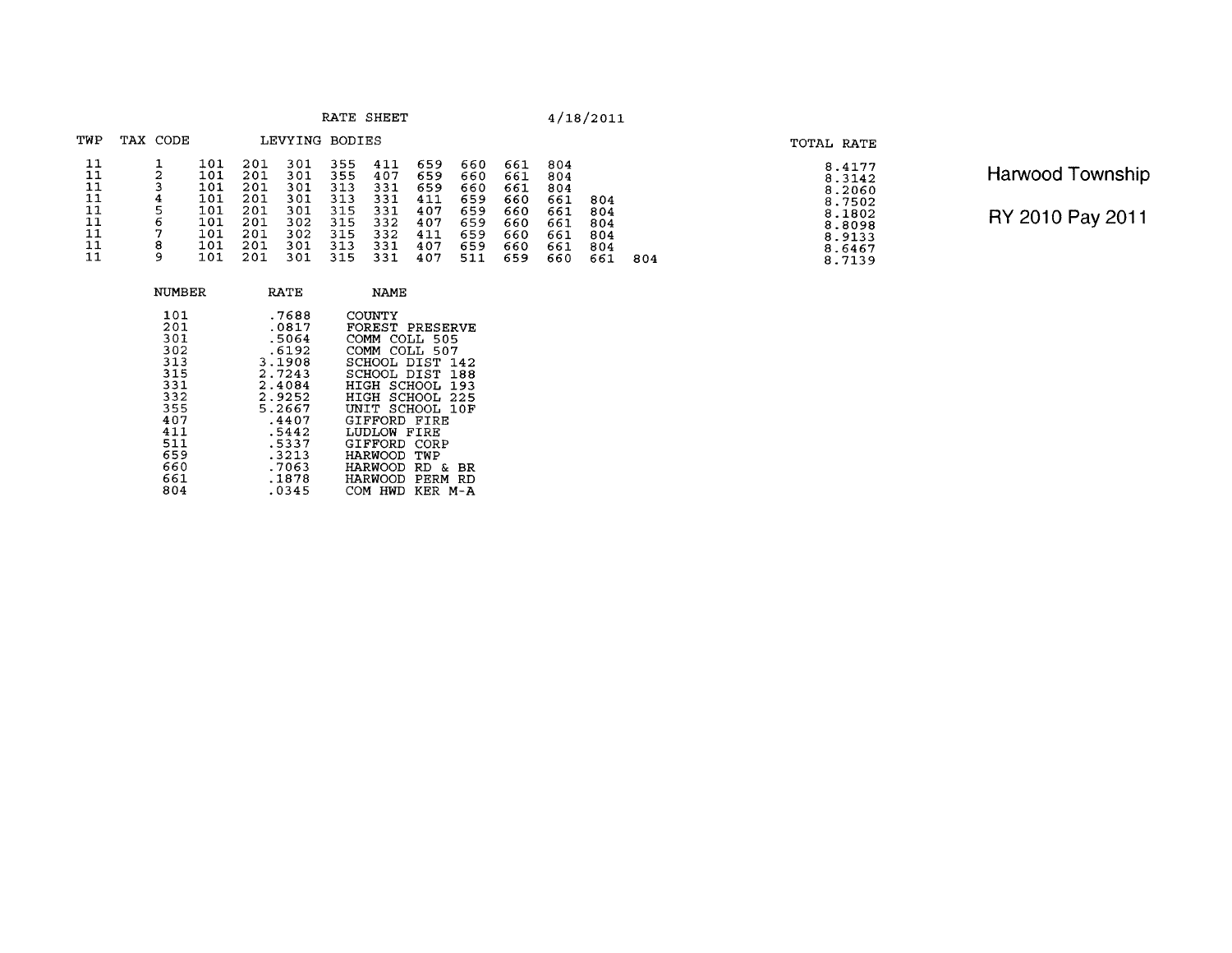RATE SHEET 4/18/2011

**Harwood Township**

**RY 2010 Pay 2011**

| TWP | TAX CODE | LEVYING BODIES | | | | | | | | | | | TOTAL RATE |
|---|---|---|---|---|---|---|---|---|---|---|---|---|---|
| 11 | 1 | 101 | 201 | 301 | 355 | 411 | 659 | 660 | 661 | 804 | | | 8.4177 |
| 11 | 2 | 101 | 201 | 301 | 355 | 407 | 659 | 660 | 661 | 804 | | | 8.3142 |
| 11 | 3 | 101 | 201 | 301 | 313 | 331 | 659 | 660 | 661 | 804 | | | 8.2060 |
| 11 | 4 | 101 | 201 | 301 | 313 | 331 | 411 | 659 | 660 | 661 | 804 | | 8.7502 |
| 11 | 5 | 101 | 201 | 301 | 315 | 331 | 407 | 659 | 660 | 661 | 804 | | 8.1802 |
| 11 | 6 | 101 | 201 | 302 | 315 | 332 | 407 | 659 | 660 | 661 | 804 | | 8.8098 |
| 11 | 7 | 101 | 201 | 302 | 315 | 332 | 411 | 659 | 660 | 661 | 804 | | 8.9133 |
| 11 | 8 | 101 | 201 | 301 | 313 | 331 | 407 | 659 | 660 | 661 | 804 | | 8.6467 |
| 11 | 9 | 101 | 201 | 301 | 315 | 331 | 407 | 511 | 659 | 660 | 661 | 804 | 8.7139 |

| NUMBER | RATE | NAME |
|---|---|---|
| 101 | .7688 | COUNTY |
| 201 | .0817 | FOREST PRESERVE |
| 301 | .5064 | COMM COLL 505 |
| 302 | .6192 | COMM COLL 507 |
| 313 | 3.1908 | SCHOOL DIST 142 |
| 315 | 2.7243 | SCHOOL DIST 188 |
| 331 | 2.4084 | HIGH SCHOOL 193 |
| 332 | 2.9252 | HIGH SCHOOL 225 |
| 355 | 5.2667 | UNIT SCHOOL 10F |
| 407 | .4407 | GIFFORD FIRE |
| 411 | .5442 | LUDLOW FIRE |
| 511 | .5337 | GIFFORD CORP |
| 659 | .3213 | HARWOOD TWP |
| 660 | .7063 | HARWOOD RD & BR |
| 661 | .1878 | HARWOOD PERM RD |
| 804 | .0345 | COM HWD KER M-A |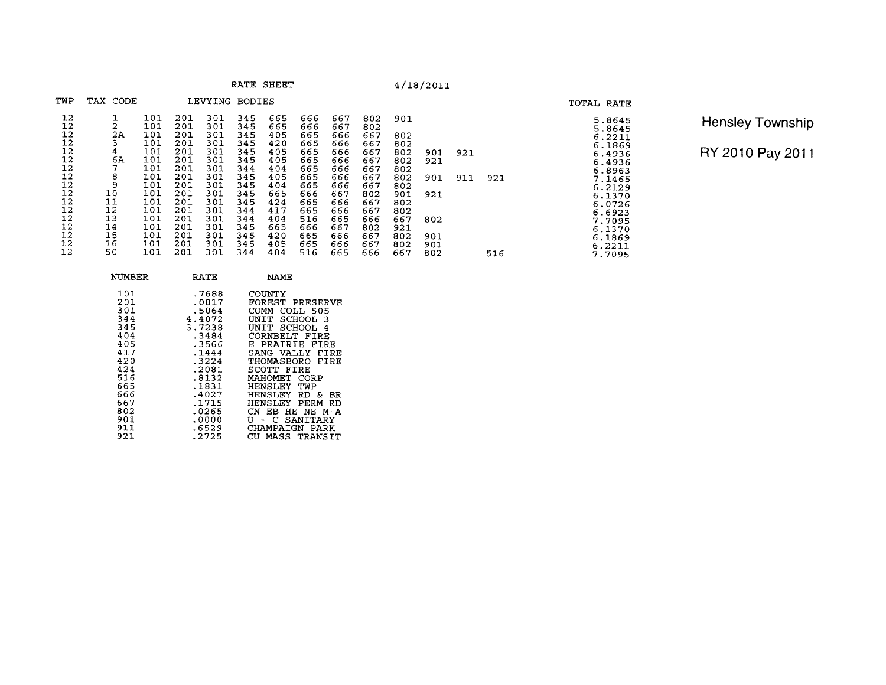RATE SHEET 4/18/2011

**Hensley Township**

**RY 2010 Pay 2011**

| TWP | TAX CODE | LEVYING BODIES | | | | | | | | | | | | TOTAL RATE |
|---|---|---|---|---|---|---|---|---|---|---|---|---|---|---|
| 12 | 1 | 101 | 201 | 301 | 345 | 665 | 666 | 667 | 802 | 901 | | | | 5.8645 |
| 12 | 2 | 101 | 201 | 301 | 345 | 665 | 666 | 667 | 802 | | | | | 5.8645 |
| 12 | 2A | 101 | 201 | 301 | 345 | 405 | 665 | 666 | 667 | 802 | | | | 6.2211 |
| 12 | 3 | 101 | 201 | 301 | 345 | 420 | 665 | 666 | 667 | 802 | | | | 6.1869 |
| 12 | 4 | 101 | 201 | 301 | 345 | 405 | 665 | 666 | 667 | 802 | 901 | 921 | | 6.4936 |
| 12 | 6A | 101 | 201 | 301 | 345 | 405 | 665 | 666 | 667 | 802 | 921 | | | 6.4936 |
| 12 | 7 | 101 | 201 | 301 | 344 | 404 | 665 | 666 | 667 | 802 | | | | 6.8963 |
| 12 | 8 | 101 | 201 | 301 | 345 | 405 | 665 | 666 | 667 | 802 | 901 | 911 | 921 | 7.1465 |
| 12 | 9 | 101 | 201 | 301 | 345 | 404 | 665 | 666 | 667 | 802 | | | | 6.2129 |
| 12 | 10 | 101 | 201 | 301 | 345 | 665 | 666 | 667 | 802 | 901 | 921 | | | 6.1370 |
| 12 | 11 | 101 | 201 | 301 | 345 | 424 | 665 | 666 | 667 | 802 | | | | 6.0726 |
| 12 | 12 | 101 | 201 | 301 | 344 | 417 | 665 | 666 | 667 | 802 | | | | 6.6923 |
| 12 | 13 | 101 | 201 | 301 | 344 | 404 | 516 | 665 | 666 | 667 | 802 | | | 7.7095 |
| 12 | 14 | 101 | 201 | 301 | 345 | 665 | 666 | 667 | 802 | 921 | | | | 6.1370 |
| 12 | 15 | 101 | 201 | 301 | 345 | 420 | 665 | 666 | 667 | 802 | 901 | | | 6.1869 |
| 12 | 16 | 101 | 201 | 301 | 345 | 405 | 665 | 666 | 667 | 802 | 901 | | | 6.2211 |
| 12 | 50 | 101 | 201 | 301 | 344 | 404 | 516 | 665 | 666 | 667 | 802 | | 516 | 7.7095 |

| NUMBER | RATE | NAME |
|---|---|---|
| 101 | .7688 | COUNTY |
| 201 | .0817 | FOREST PRESERVE |
| 301 | .5064 | COMM COLL 505 |
| 344 | 4.4072 | UNIT SCHOOL 3 |
| 345 | 3.7238 | UNIT SCHOOL 4 |
| 404 | .3484 | CORNBELT FIRE |
| 405 | .3566 | E PRAIRIE FIRE |
| 417 | .1444 | SANG VALLY FIRE |
| 420 | .3224 | THOMASBORO FIRE |
| 424 | .2081 | SCOTT FIRE |
| 516 | .8132 | MAHOMET CORP |
| 665 | .1831 | HENSLEY TWP |
| 666 | .4027 | HENSLEY RD & BR |
| 667 | .1715 | HENSLEY PERM RD |
| 802 | .0265 | CN EB HE NE M-A |
| 901 | .0000 | U - C SANITARY |
| 911 | .6529 | CHAMPAIGN PARK |
| 921 | .2725 | CU MASS TRANSIT |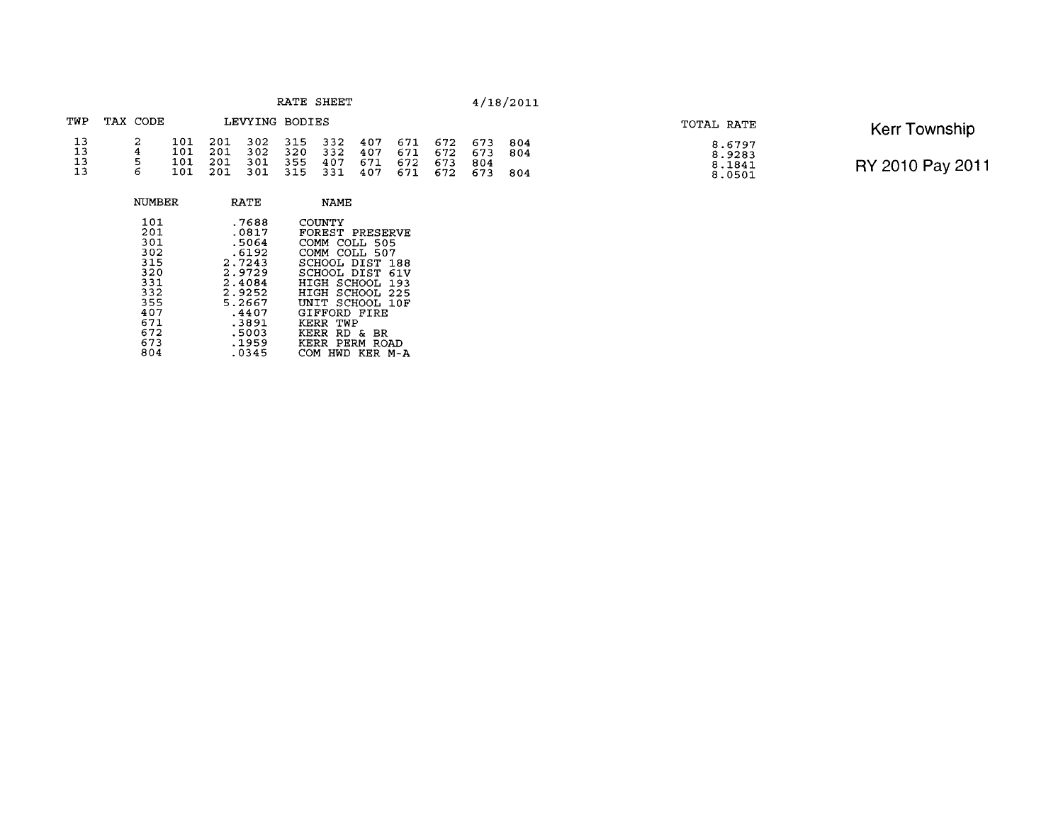# Kerr Township

## RY 2010 Pay 2011

RATE SHEET 4/18/2011

| TWP | TAX CODE | LEVYING BODIES | | | | | | | | | | TOTAL RATE |
|---|---|---|---|---|---|---|---|---|---|---|---|---|
| 13 | 2 | 101 | 201 | 302 | 315 | 332 | 407 | 671 | 672 | 673 | 804 | 8.6797 |
| 13 | 4 | 101 | 201 | 302 | 320 | 332 | 407 | 671 | 672 | 673 | 804 | 8.9283 |
| 13 | 5 | 101 | 201 | 301 | 355 | 407 | 671 | 672 | 673 | 804 | | 8.1841 |
| 13 | 6 | 101 | 201 | 301 | 315 | 331 | 407 | 671 | 672 | 673 | 804 | 8.0501 |

| NUMBER | RATE | NAME |
|---|---|---|
| 101 | .7688 | COUNTY |
| 201 | .0817 | FOREST PRESERVE |
| 301 | .5064 | COMM COLL 505 |
| 302 | .6192 | COMM COLL 507 |
| 315 | 2.7243 | SCHOOL DIST 188 |
| 320 | 2.9729 | SCHOOL DIST 61V |
| 331 | 2.4084 | HIGH SCHOOL 193 |
| 332 | 2.9252 | HIGH SCHOOL 225 |
| 355 | 5.2667 | UNIT SCHOOL 10F |
| 407 | .4407 | GIFFORD FIRE |
| 671 | .3891 | KERR TWP |
| 672 | .5003 | KERR RD & BR |
| 673 | .1959 | KERR PERM ROAD |
| 804 | .0345 | COM HWD KER M-A |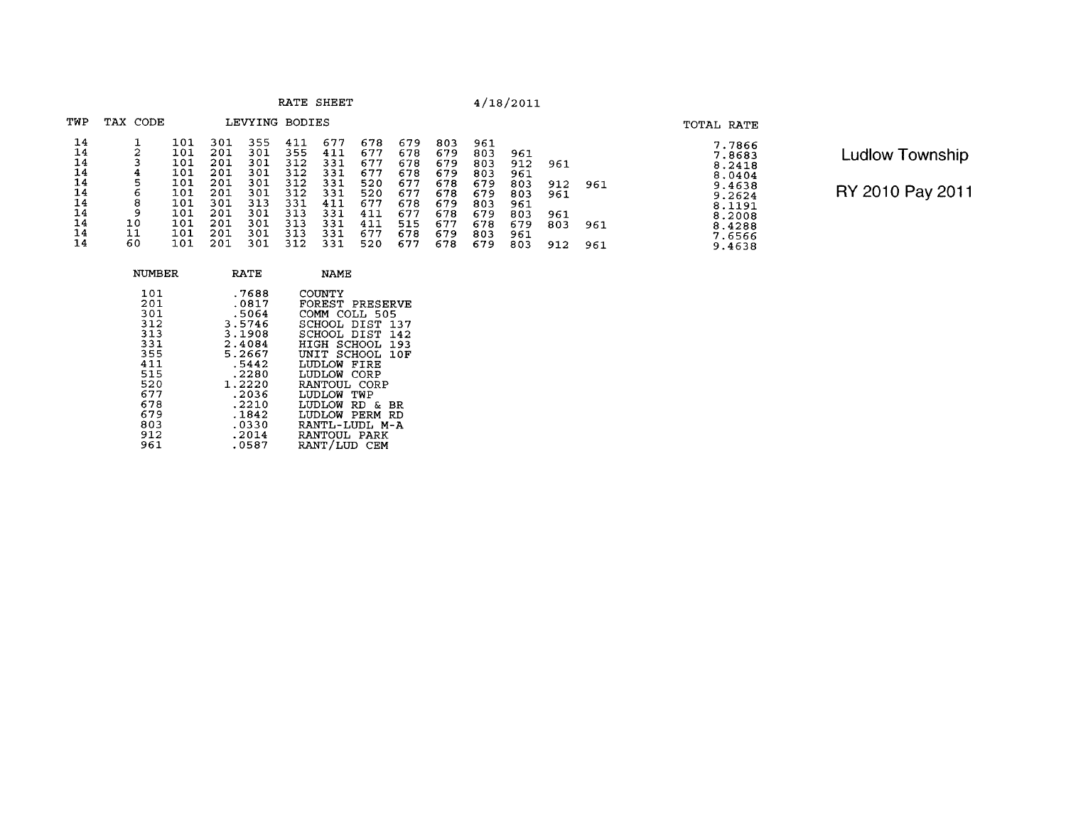RATE SHEET 4/18/2011

Ludlow Township

RY 2010 Pay 2011

| TWP | TAX CODE | LEVYING BODIES | | | | | | | | | | | | TOTAL RATE |
|---|---|---|---|---|---|---|---|---|---|---|---|---|---|---|
| 14 | 1 | 101 | 301 | 355 | 411 | 677 | 678 | 679 | 803 | 961 | | | | 7.7866 |
| 14 | 2 | 101 | 201 | 301 | 355 | 411 | 677 | 678 | 679 | 803 | 961 | | | 7.8683 |
| 14 | 3 | 101 | 201 | 301 | 312 | 331 | 677 | 678 | 679 | 803 | 912 | 961 | | 8.2418 |
| 14 | 4 | 101 | 201 | 301 | 312 | 331 | 677 | 678 | 679 | 803 | 961 | | | 8.0404 |
| 14 | 5 | 101 | 201 | 301 | 312 | 331 | 520 | 677 | 678 | 679 | 803 | 912 | 961 | 9.4638 |
| 14 | 6 | 101 | 201 | 301 | 312 | 331 | 520 | 677 | 678 | 679 | 803 | 961 | | 9.2624 |
| 14 | 8 | 101 | 301 | 313 | 331 | 411 | 677 | 678 | 679 | 803 | 961 | | | 8.1191 |
| 14 | 9 | 101 | 201 | 301 | 313 | 331 | 411 | 677 | 678 | 679 | 803 | 961 | | 8.2008 |
| 14 | 10 | 101 | 201 | 301 | 313 | 331 | 411 | 515 | 677 | 678 | 679 | 803 | 961 | 8.4288 |
| 14 | 11 | 101 | 201 | 301 | 313 | 331 | 677 | 678 | 679 | 803 | 961 | | | 7.6566 |
| 14 | 60 | 101 | 201 | 301 | 312 | 331 | 520 | 677 | 678 | 679 | 803 | 912 | 961 | 9.4638 |

| NUMBER | RATE | NAME |
|---|---|---|
| 101 | .7688 | COUNTY |
| 201 | .0817 | FOREST PRESERVE |
| 301 | .5064 | COMM COLL 505 |
| 312 | 3.5746 | SCHOOL DIST 137 |
| 313 | 3.1908 | SCHOOL DIST 142 |
| 331 | 2.4084 | HIGH SCHOOL 193 |
| 355 | 5.2667 | UNIT SCHOOL 10F |
| 411 | .5442 | LUDLOW FIRE |
| 515 | .2280 | LUDLOW CORP |
| 520 | 1.2220 | RANTOUL CORP |
| 677 | .2036 | LUDLOW TWP |
| 678 | .2210 | LUDLOW RD & BR |
| 679 | .1842 | LUDLOW PERM RD |
| 803 | .0330 | RANTL-LUDL M-A |
| 912 | .2014 | RANTOUL PARK |
| 961 | .0587 | RANT/LUD CEM |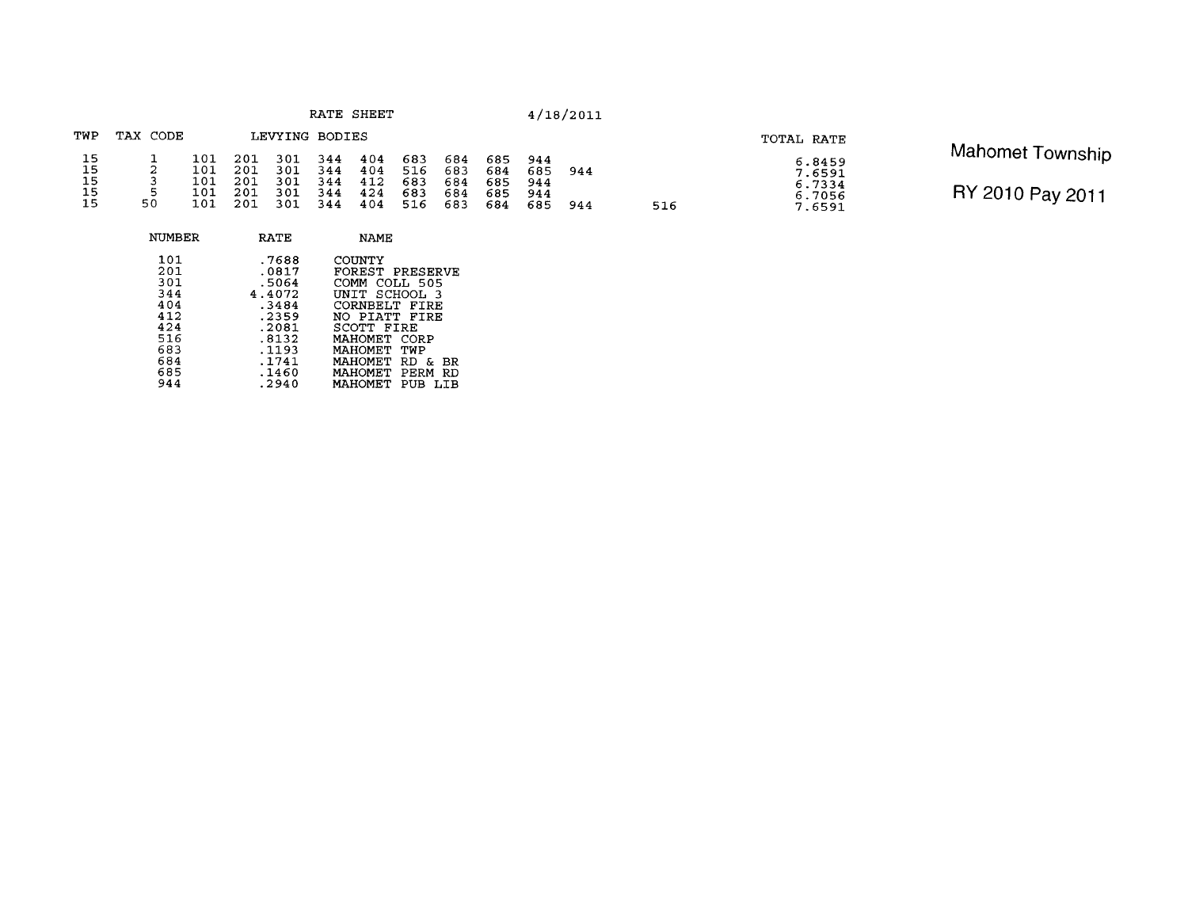RATE SHEET 4/18/2011

**Mahomet Township**

**RY 2010 Pay 2011**

| TWP | TAX CODE | LEVYING BODIES | | | | | | | | | | | TOTAL RATE |
|---|---|---|---|---|---|---|---|---|---|---|---|---|---|
| 15 | 1 | 101 | 201 | 301 | 344 | 404 | 683 | 684 | 685 | 944 | | | 6.8459 |
| 15 | 2 | 101 | 201 | 301 | 344 | 404 | 516 | 683 | 684 | 685 | 944 | | 7.6591 |
| 15 | 3 | 101 | 201 | 301 | 344 | 412 | 683 | 684 | 685 | 944 | | | 6.7334 |
| 15 | 5 | 101 | 201 | 301 | 344 | 424 | 683 | 684 | 685 | 944 | | | 6.7056 |
| 15 | 50 | 101 | 201 | 301 | 344 | 404 | 516 | 683 | 684 | 685 | 944 | 516 | 7.6591 |

| NUMBER | RATE | NAME |
|---|---|---|
| 101 | .7688 | COUNTY |
| 201 | .0817 | FOREST PRESERVE |
| 301 | .5064 | COMM COLL 505 |
| 344 | 4.4072 | UNIT SCHOOL 3 |
| 404 | .3484 | CORNBELT FIRE |
| 412 | .2359 | NO PIATT FIRE |
| 424 | .2081 | SCOTT FIRE |
| 516 | .8132 | MAHOMET CORP |
| 683 | .1193 | MAHOMET TWP |
| 684 | .1741 | MAHOMET RD & BR |
| 685 | .1460 | MAHOMET PERM RD |
| 944 | .2940 | MAHOMET PUB LIB |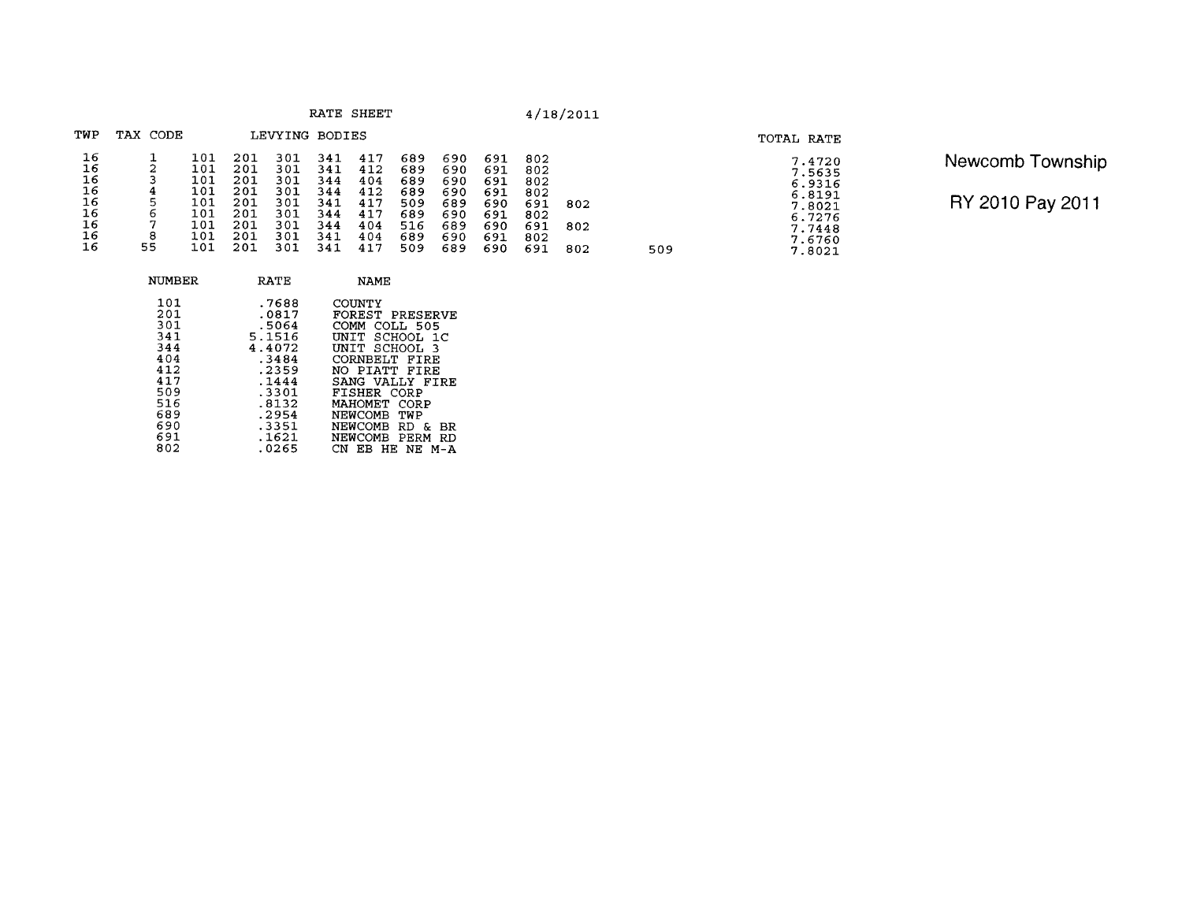RATE SHEET 4/18/2011

**Newcomb Township**

**RY 2010 Pay 2011**

| TWP | TAX CODE | LEVYING BODIES | | | | | | | | | | | TOTAL RATE |
|---|---|---|---|---|---|---|---|---|---|---|---|---|---|
| 16 | 1 | 101 | 201 | 301 | 341 | 417 | 689 | 690 | 691 | 802 | | | 7.4720 |
| 16 | 2 | 101 | 201 | 301 | 341 | 412 | 689 | 690 | 691 | 802 | | | 7.5635 |
| 16 | 3 | 101 | 201 | 301 | 344 | 404 | 689 | 690 | 691 | 802 | | | 6.9316 |
| 16 | 4 | 101 | 201 | 301 | 344 | 412 | 689 | 690 | 691 | 802 | | | 6.8191 |
| 16 | 5 | 101 | 201 | 301 | 341 | 417 | 509 | 689 | 690 | 691 | 802 | | 7.8021 |
| 16 | 6 | 101 | 201 | 301 | 344 | 417 | 689 | 690 | 691 | 802 | | | 6.7276 |
| 16 | 7 | 101 | 201 | 301 | 344 | 404 | 516 | 689 | 690 | 691 | 802 | | 7.7448 |
| 16 | 8 | 101 | 201 | 301 | 341 | 404 | 689 | 690 | 691 | 802 | | | 7.6760 |
| 16 | 55 | 101 | 201 | 301 | 341 | 417 | 509 | 689 | 690 | 691 | 802 | 509 | 7.8021 |

| NUMBER | RATE | NAME |
|---|---|---|
| 101 | .7688 | COUNTY |
| 201 | .0817 | FOREST PRESERVE |
| 301 | .5064 | COMM COLL 505 |
| 341 | 5.1516 | UNIT SCHOOL 1C |
| 344 | 4.4072 | UNIT SCHOOL 3 |
| 404 | .3484 | CORNBELT FIRE |
| 412 | .2359 | NO PIATT FIRE |
| 417 | .1444 | SANG VALLY FIRE |
| 509 | .3301 | FISHER CORP |
| 516 | .8132 | MAHOMET CORP |
| 689 | .2954 | NEWCOMB TWP |
| 690 | .3351 | NEWCOMB RD & BR |
| 691 | .1621 | NEWCOMB PERM RD |
| 802 | .0265 | CN EB HE NE M-A |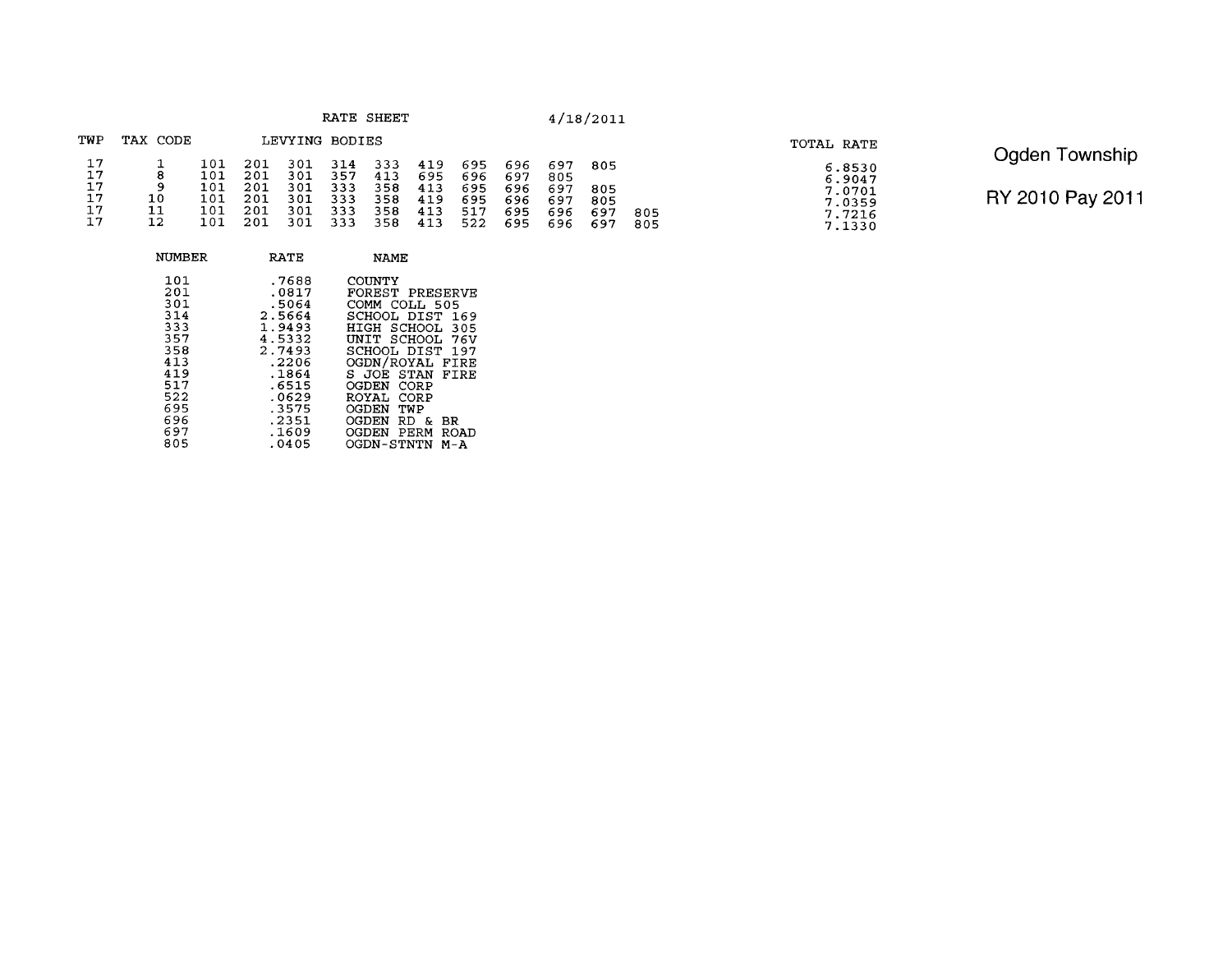RATE SHEET 4/18/2011

Ogden Township

RY 2010 Pay 2011

| TWP | TAX CODE | LEVYING BODIES | | | | | | | | | | | | TOTAL RATE |
|---|---|---|---|---|---|---|---|---|---|---|---|---|---|---|
| 17 | 1 | 101 | 201 | 301 | 314 | 333 | 419 | 695 | 696 | 697 | 805 | | | 6.8530 |
| 17 | 8 | 101 | 201 | 301 | 357 | 413 | 695 | 696 | 697 | 805 | | | | 6.9047 |
| 17 | 9 | 101 | 201 | 301 | 333 | 358 | 413 | 695 | 696 | 697 | 805 | | | 7.0701 |
| 17 | 10 | 101 | 201 | 301 | 333 | 358 | 419 | 695 | 696 | 697 | 805 | | | 7.0359 |
| 17 | 11 | 101 | 201 | 301 | 333 | 358 | 413 | 517 | 695 | 696 | 697 | 805 | | 7.7216 |
| 17 | 12 | 101 | 201 | 301 | 333 | 358 | 413 | 522 | 695 | 696 | 697 | 805 | | 7.1330 |

| NUMBER | RATE | NAME |
|---|---|---|
| 101 | .7688 | COUNTY |
| 201 | .0817 | FOREST PRESERVE |
| 301 | .5064 | COMM COLL 505 |
| 314 | 2.5664 | SCHOOL DIST 169 |
| 333 | 1.9493 | HIGH SCHOOL 305 |
| 357 | 4.5332 | UNIT SCHOOL 76V |
| 358 | 2.7493 | SCHOOL DIST 197 |
| 413 | .2206 | OGDN/ROYAL FIRE |
| 419 | .1864 | S JOE STAN FIRE |
| 517 | .6515 | OGDEN CORP |
| 522 | .0629 | ROYAL CORP |
| 695 | .3575 | OGDEN TWP |
| 696 | .2351 | OGDEN RD & BR |
| 697 | .1609 | OGDEN PERM ROAD |
| 805 | .0405 | OGDN-STNTN M-A |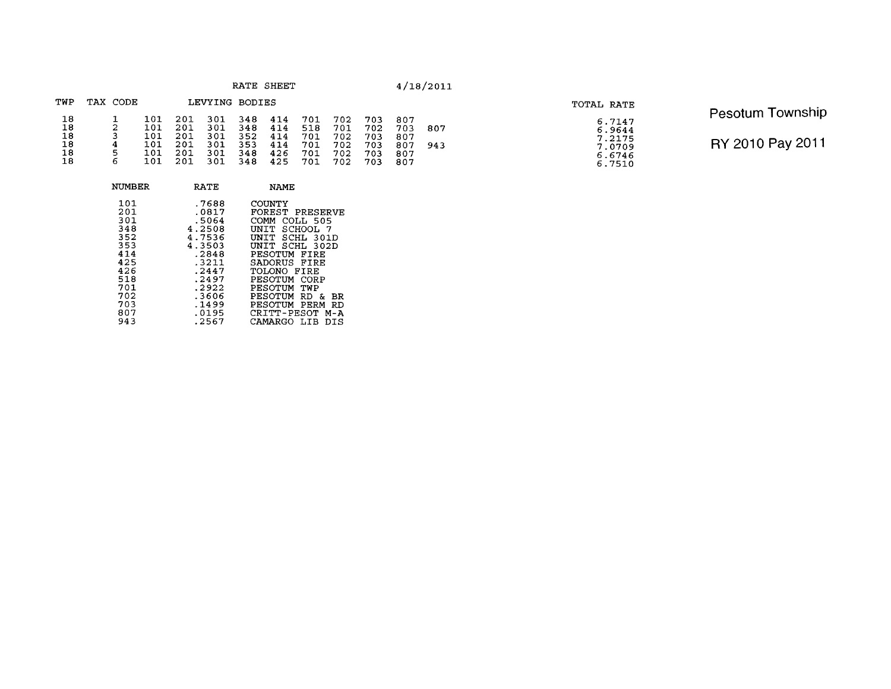# Pesotum Township

## RY 2010 Pay 2011

RATE SHEET 4/18/2011

| TWP | TAX CODE | LEVYING BODIES | | | | | | | | | | TOTAL RATE |
|---|---|---|---|---|---|---|---|---|---|---|---|---|
| 18 | 1 | 101 | 201 | 301 | 348 | 414 | 701 | 702 | 703 | 807 | | 6.7147 |
| 18 | 2 | 101 | 201 | 301 | 348 | 414 | 518 | 701 | 702 | 703 | 807 | 6.9644 |
| 18 | 3 | 101 | 201 | 301 | 352 | 414 | 701 | 702 | 703 | 807 | | 7.2175 |
| 18 | 4 | 101 | 201 | 301 | 353 | 414 | 701 | 702 | 703 | 807 | 943 | 7.0709 |
| 18 | 5 | 101 | 201 | 301 | 348 | 426 | 701 | 702 | 703 | 807 | | 6.6746 |
| 18 | 6 | 101 | 201 | 301 | 348 | 425 | 701 | 702 | 703 | 807 | | 6.7510 |

| NUMBER | RATE | NAME |
|---|---|---|
| 101 | .7688 | COUNTY |
| 201 | .0817 | FOREST PRESERVE |
| 301 | .5064 | COMM COLL 505 |
| 348 | 4.2508 | UNIT SCHOOL 7 |
| 352 | 4.7536 | UNIT SCHL 301D |
| 353 | 4.3503 | UNIT SCHL 302D |
| 414 | .2848 | PESOTUM FIRE |
| 425 | .3211 | SADORUS FIRE |
| 426 | .2447 | TOLONO FIRE |
| 518 | .2497 | PESOTUM CORP |
| 701 | .2922 | PESOTUM TWP |
| 702 | .3606 | PESOTUM RD & BR |
| 703 | .1499 | PESOTUM PERM RD |
| 807 | .0195 | CRITT-PESOT M-A |
| 943 | .2567 | CAMARGO LIB DIS |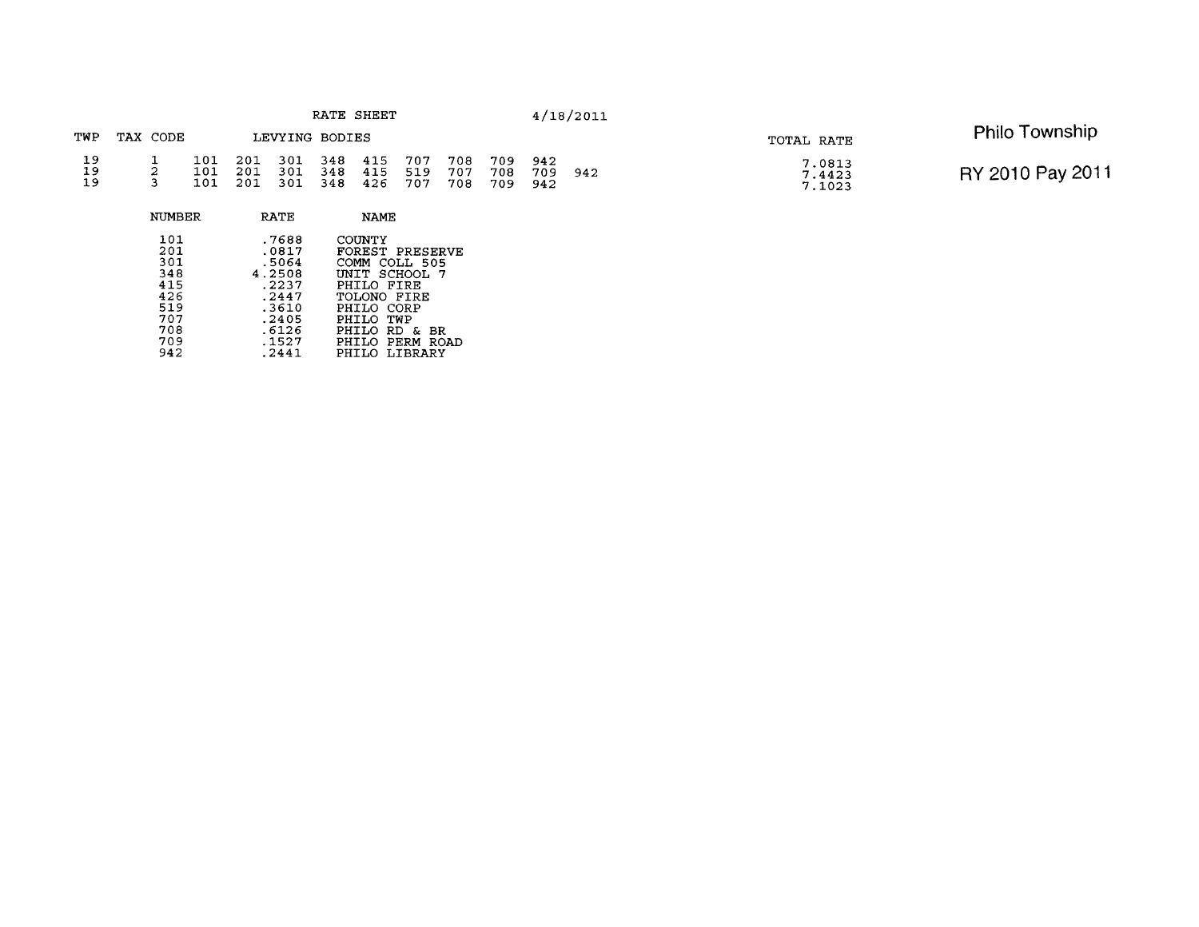RATE SHEET 4/18/2011

# Philo Township

## RY 2010 Pay 2011

| TWP | TAX CODE | LEVYING BODIES | | | | | | | | | | TOTAL RATE |
|---|---|---|---|---|---|---|---|---|---|---|---|---|
| 19 | 1 | 101 | 201 | 301 | 348 | 415 | 707 | 708 | 709 | 942 | | 7.0813 |
| 19 | 2 | 101 | 201 | 301 | 348 | 415 | 519 | 707 | 708 | 709 | 942 | 7.4423 |
| 19 | 3 | 101 | 201 | 301 | 348 | 426 | 707 | 708 | 709 | 942 | | 7.1023 |

| NUMBER | RATE | NAME |
|---|---|---|
| 101 | .7688 | COUNTY |
| 201 | .0817 | FOREST PRESERVE |
| 301 | .5064 | COMM COLL 505 |
| 348 | 4.2508 | UNIT SCHOOL 7 |
| 415 | .2237 | PHILO FIRE |
| 426 | .2447 | TOLONO FIRE |
| 519 | .3610 | PHILO CORP |
| 707 | .2405 | PHILO TWP |
| 708 | .6126 | PHILO RD & BR |
| 709 | .1527 | PHILO PERM ROAD |
| 942 | .2441 | PHILO LIBRARY |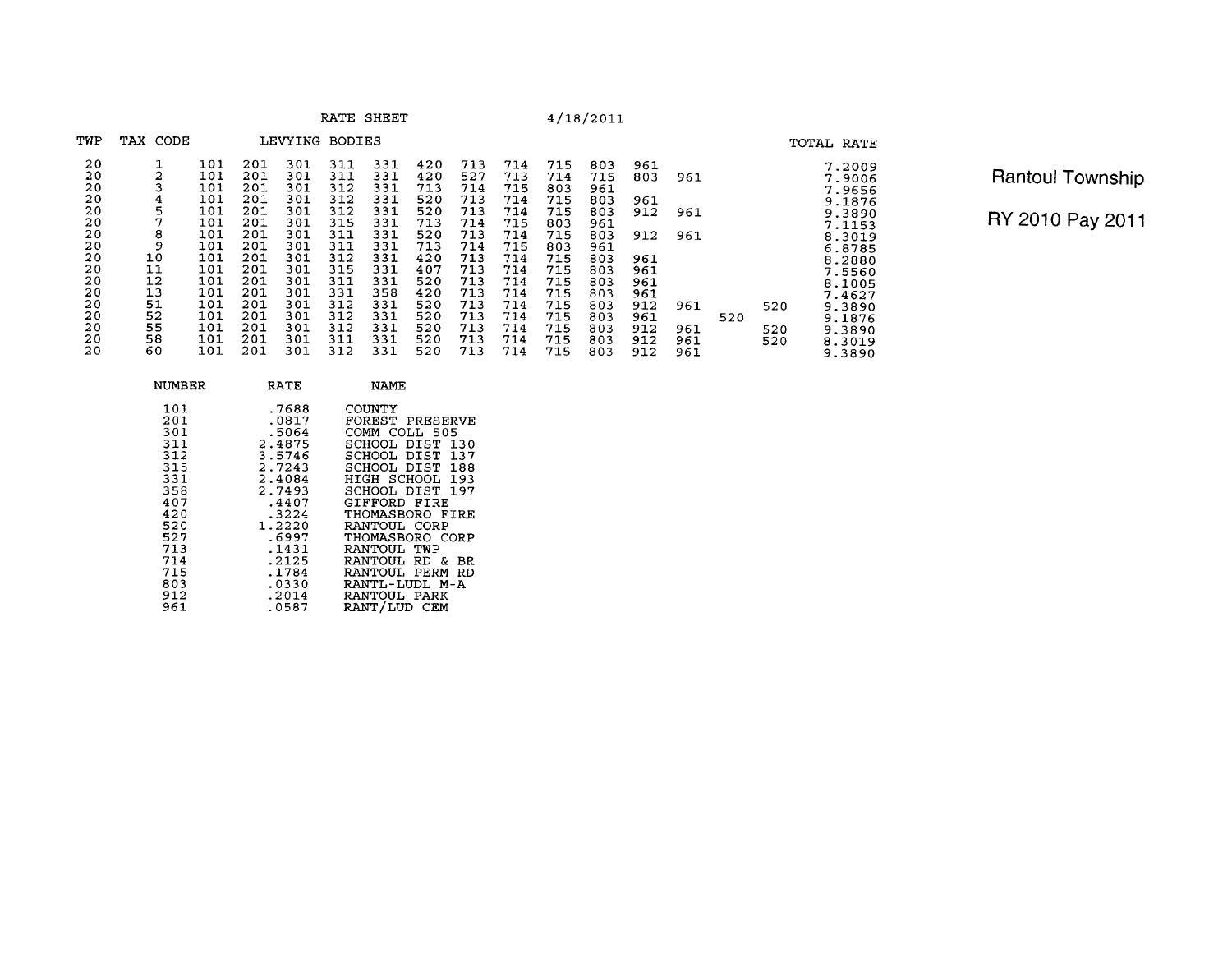RATE SHEET 4/18/2011

Rantoul Township

RY 2010 Pay 2011

| TWP | TAX CODE | LEVYING BODIES | | | | | | | | | | | | | | TOTAL RATE |
|---|---|---|---|---|---|---|---|---|---|---|---|---|---|---|---|---|
| 20 | 1 | 101 | 201 | 301 | 311 | 331 | 420 | 713 | 714 | 715 | 803 | 961 | | | | 7.2009 |
| 20 | 2 | 101 | 201 | 301 | 311 | 331 | 420 | 527 | 713 | 714 | 715 | 803 | 961 | | | 7.9006 |
| 20 | 3 | 101 | 201 | 301 | 312 | 331 | 713 | 714 | 715 | 803 | 961 | | | | | 7.9656 |
| 20 | 4 | 101 | 201 | 301 | 312 | 331 | 520 | 713 | 714 | 715 | 803 | 961 | | | | 9.1876 |
| 20 | 5 | 101 | 201 | 301 | 312 | 331 | 520 | 713 | 714 | 715 | 803 | 912 | 961 | | | 9.3890 |
| 20 | 7 | 101 | 201 | 301 | 315 | 331 | 713 | 714 | 715 | 803 | 961 | | | | | 7.1153 |
| 20 | 8 | 101 | 201 | 301 | 311 | 331 | 520 | 713 | 714 | 715 | 803 | 912 | 961 | | | 8.3019 |
| 20 | 9 | 101 | 201 | 301 | 311 | 331 | 713 | 714 | 715 | 803 | 961 | | | | | 6.8785 |
| 20 | 10 | 101 | 201 | 301 | 312 | 331 | 420 | 713 | 714 | 715 | 803 | 961 | | | | 8.2880 |
| 20 | 11 | 101 | 201 | 301 | 315 | 331 | 407 | 713 | 714 | 715 | 803 | 961 | | | | 7.5560 |
| 20 | 12 | 101 | 201 | 301 | 311 | 331 | 520 | 713 | 714 | 715 | 803 | 961 | | | | 8.1005 |
| 20 | 13 | 101 | 201 | 301 | 331 | 358 | 420 | 713 | 714 | 715 | 803 | 961 | | | | 7.4627 |
| 20 | 51 | 101 | 201 | 301 | 312 | 331 | 520 | 713 | 714 | 715 | 803 | 912 | 961 | | 520 | 9.3890 |
| 20 | 52 | 101 | 201 | 301 | 312 | 331 | 520 | 713 | 714 | 715 | 803 | 961 | | 520 | | 9.1876 |
| 20 | 55 | 101 | 201 | 301 | 312 | 331 | 520 | 713 | 714 | 715 | 803 | 912 | 961 | | 520 | 9.3890 |
| 20 | 58 | 101 | 201 | 301 | 311 | 331 | 520 | 713 | 714 | 715 | 803 | 912 | 961 | | 520 | 8.3019 |
| 20 | 60 | 101 | 201 | 301 | 312 | 331 | 520 | 713 | 714 | 715 | 803 | 912 | 961 | | | 9.3890 |

| NUMBER | RATE | NAME |
|---|---|---|
| 101 | .7688 | COUNTY |
| 201 | .0817 | FOREST PRESERVE |
| 301 | .5064 | COMM COLL 505 |
| 311 | 2.4875 | SCHOOL DIST 130 |
| 312 | 3.5746 | SCHOOL DIST 137 |
| 315 | 2.7243 | SCHOOL DIST 188 |
| 331 | 2.4084 | HIGH SCHOOL 193 |
| 358 | 2.7493 | SCHOOL DIST 197 |
| 407 | .4407 | GIFFORD FIRE |
| 420 | .3224 | THOMASBORO FIRE |
| 520 | 1.2220 | RANTOUL CORP |
| 527 | .6997 | THOMASBORO CORP |
| 713 | .1431 | RANTOUL TWP |
| 714 | .2125 | RANTOUL RD & BR |
| 715 | .1784 | RANTOUL PERM RD |
| 803 | .0330 | RANTL-LUDL M-A |
| 912 | .2014 | RANTOUL PARK |
| 961 | .0587 | RANT/LUD CEM |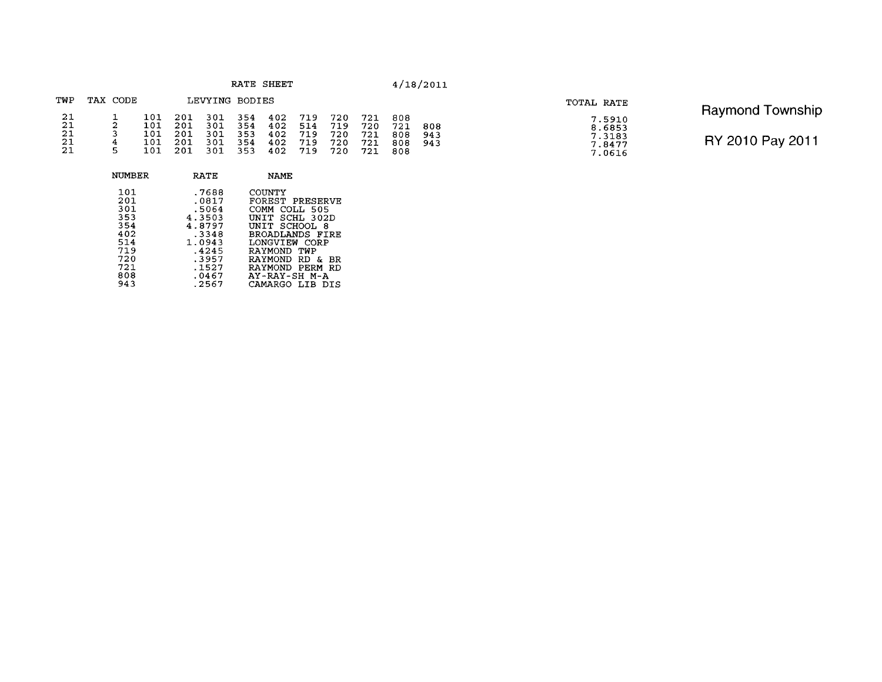# Raymond Township

## RY 2010 Pay 2011

RATE SHEET 4/18/2011

| TWP | TAX CODE | LEVYING BODIES | | | | | | | | | | TOTAL RATE |
|---|---|---|---|---|---|---|---|---|---|---|---|---|
| 21 | 1 | 101 | 201 | 301 | 354 | 402 | 719 | 720 | 721 | 808 | | 7.5910 |
| 21 | 2 | 101 | 201 | 301 | 354 | 402 | 514 | 719 | 720 | 721 | 808 | 8.6853 |
| 21 | 3 | 101 | 201 | 301 | 353 | 402 | 719 | 720 | 721 | 808 | 943 | 7.3183 |
| 21 | 4 | 101 | 201 | 301 | 354 | 402 | 719 | 720 | 721 | 808 | 943 | 7.8477 |
| 21 | 5 | 101 | 201 | 301 | 353 | 402 | 719 | 720 | 721 | 808 | | 7.0616 |

| NUMBER | RATE | NAME |
|---|---|---|
| 101 | .7688 | COUNTY |
| 201 | .0817 | FOREST PRESERVE |
| 301 | .5064 | COMM COLL 505 |
| 353 | 4.3503 | UNIT SCHL 302D |
| 354 | 4.8797 | UNIT SCHOOL 8 |
| 402 | .3348 | BROADLANDS FIRE |
| 514 | 1.0943 | LONGVIEW CORP |
| 719 | .4245 | RAYMOND TWP |
| 720 | .3957 | RAYMOND RD & BR |
| 721 | .1527 | RAYMOND PERM RD |
| 808 | .0467 | AY-RAY-SH M-A |
| 943 | .2567 | CAMARGO LIB DIS |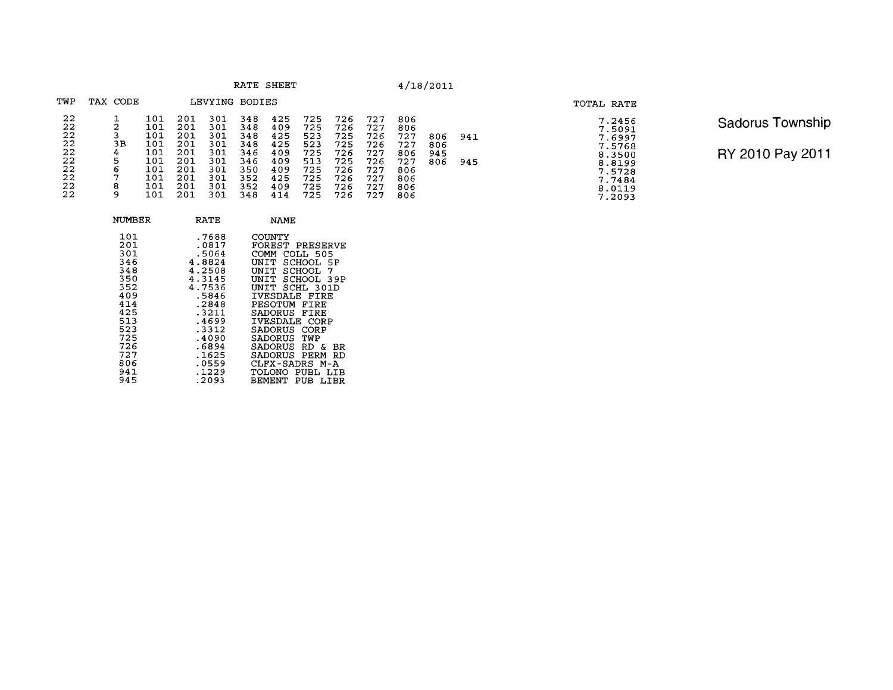# RATE SHEET

4/18/2011

Sadorus Township

RY 2010 Pay 2011

| TWP | TAX CODE | LEVYING BODIES | | | | | | | | | | | TOTAL RATE |
|---|---|---|---|---|---|---|---|---|---|---|---|---|---|
| 22 | 1 | 101 | 201 | 301 | 348 | 425 | 725 | 726 | 727 | 806 | | | 7.2456 |
| 22 | 2 | 101 | 201 | 301 | 348 | 409 | 725 | 726 | 727 | 806 | | | 7.5091 |
| 22 | 3 | 101 | 201 | 301 | 348 | 425 | 523 | 725 | 726 | 727 | 806 | 941 | 7.6997 |
| 22 | 3B | 101 | 201 | 301 | 348 | 425 | 523 | 725 | 726 | 727 | 806 | | 7.5768 |
| 22 | 4 | 101 | 201 | 301 | 346 | 409 | 725 | 726 | 727 | 806 | 945 | | 8.3500 |
| 22 | 5 | 101 | 201 | 301 | 346 | 409 | 513 | 725 | 726 | 727 | 806 | 945 | 8.8199 |
| 22 | 6 | 101 | 201 | 301 | 350 | 409 | 725 | 726 | 727 | 806 | | | 7.5728 |
| 22 | 7 | 101 | 201 | 301 | 352 | 425 | 725 | 726 | 727 | 806 | | | 7.7484 |
| 22 | 8 | 101 | 201 | 301 | 352 | 409 | 725 | 726 | 727 | 806 | | | 8.0119 |
| 22 | 9 | 101 | 201 | 301 | 348 | 414 | 725 | 726 | 727 | 806 | | | 7.2093 |

| NUMBER | RATE | NAME |
|---|---|---|
| 101 | .7688 | COUNTY |
| 201 | .0817 | FOREST PRESERVE |
| 301 | .5064 | COMM COLL 505 |
| 346 | 4.8824 | UNIT SCHOOL 5P |
| 348 | 4.2508 | UNIT SCHOOL 7 |
| 350 | 4.3145 | UNIT SCHOOL 39P |
| 352 | 4.7536 | UNIT SCHL 301D |
| 409 | .5846 | IVESDALE FIRE |
| 414 | .2848 | PESOTUM FIRE |
| 425 | .3211 | SADORUS FIRE |
| 513 | .4699 | IVESDALE CORP |
| 523 | .3312 | SADORUS CORP |
| 725 | .4090 | SADORUS TWP |
| 726 | .6894 | SADORUS RD & BR |
| 727 | .1625 | SADORUS PERM RD |
| 806 | .0559 | CLFX-SADRS M-A |
| 941 | .1229 | TOLONO PUBL LIB |
| 945 | .2093 | BEMENT PUB LIBR |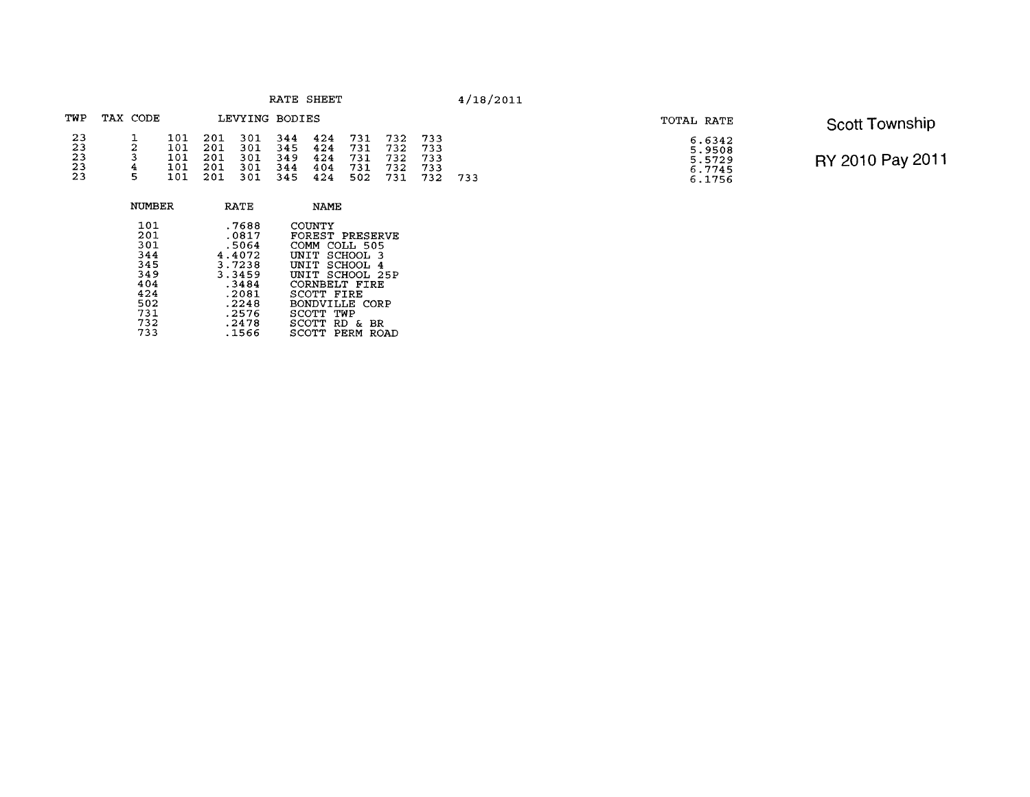# RATE SHEET

4/18/2011

**Scott Township**

**RY 2010 Pay 2011**

| TWP | TAX CODE | LEVYING BODIES | | | | | | | | | TOTAL RATE |
|---|---|---|---|---|---|---|---|---|---|---|---|
| 23 | 1 | 101 | 201 | 301 | 344 | 424 | 731 | 732 | 733 | | 6.6342 |
| 23 | 2 | 101 | 201 | 301 | 345 | 424 | 731 | 732 | 733 | | 5.9508 |
| 23 | 3 | 101 | 201 | 301 | 349 | 424 | 731 | 732 | 733 | | 5.5729 |
| 23 | 4 | 101 | 201 | 301 | 344 | 404 | 731 | 732 | 733 | | 6.7745 |
| 23 | 5 | 101 | 201 | 301 | 345 | 424 | 502 | 731 | 732 | 733 | 6.1756 |

| NUMBER | RATE | NAME |
|---|---|---|
| 101 | .7688 | COUNTY |
| 201 | .0817 | FOREST PRESERVE |
| 301 | .5064 | COMM COLL 505 |
| 344 | 4.4072 | UNIT SCHOOL 3 |
| 345 | 3.7238 | UNIT SCHOOL 4 |
| 349 | 3.3459 | UNIT SCHOOL 25P |
| 404 | .3484 | CORNBELT FIRE |
| 424 | .2081 | SCOTT FIRE |
| 502 | .2248 | BONDVILLE CORP |
| 731 | .2576 | SCOTT TWP |
| 732 | .2478 | SCOTT RD & BR |
| 733 | .1566 | SCOTT PERM ROAD |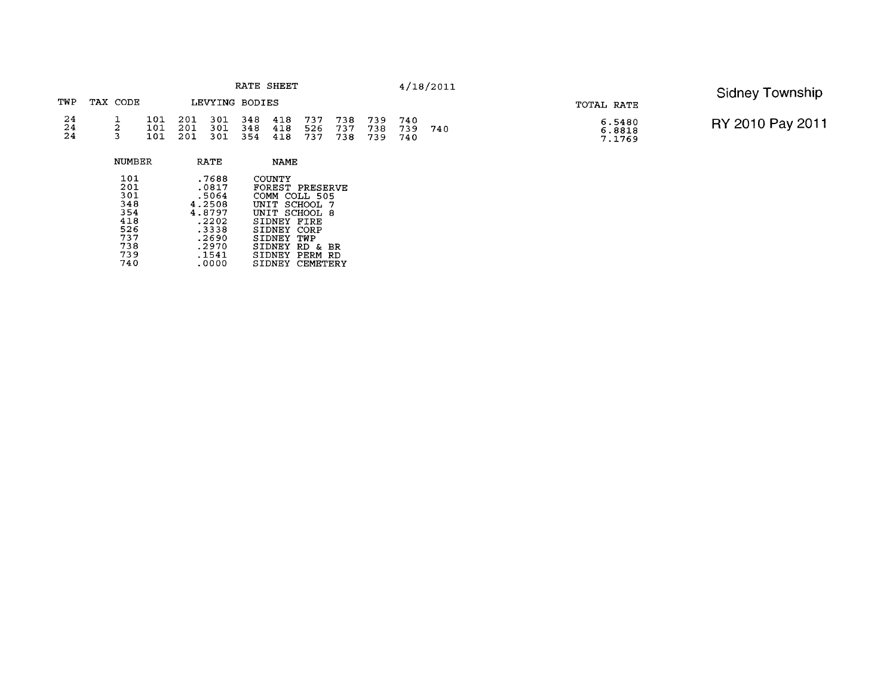# Sidney Township

## RY 2010 Pay 2011

RATE SHEET 4/18/2011

| TWP | TAX CODE | LEVYING BODIES | | | | | | | | | | TOTAL RATE |
|---|---|---|---|---|---|---|---|---|---|---|---|---|
| 24 | 1 | 101 | 201 | 301 | 348 | 418 | 737 | 738 | 739 | 740 | | 6.5480 |
| 24 | 2 | 101 | 201 | 301 | 348 | 418 | 526 | 737 | 738 | 739 | 740 | 6.8818 |
| 24 | 3 | 101 | 201 | 301 | 354 | 418 | 737 | 738 | 739 | 740 | | 7.1769 |

| NUMBER | RATE | NAME |
|---|---|---|
| 101 | .7688 | COUNTY |
| 201 | .0817 | FOREST PRESERVE |
| 301 | .5064 | COMM COLL 505 |
| 348 | 4.2508 | UNIT SCHOOL 7 |
| 354 | 4.8797 | UNIT SCHOOL 8 |
| 418 | .2202 | SIDNEY FIRE |
| 526 | .3338 | SIDNEY CORP |
| 737 | .2690 | SIDNEY TWP |
| 738 | .2970 | SIDNEY RD & BR |
| 739 | .1541 | SIDNEY PERM RD |
| 740 | .0000 | SIDNEY CEMETERY |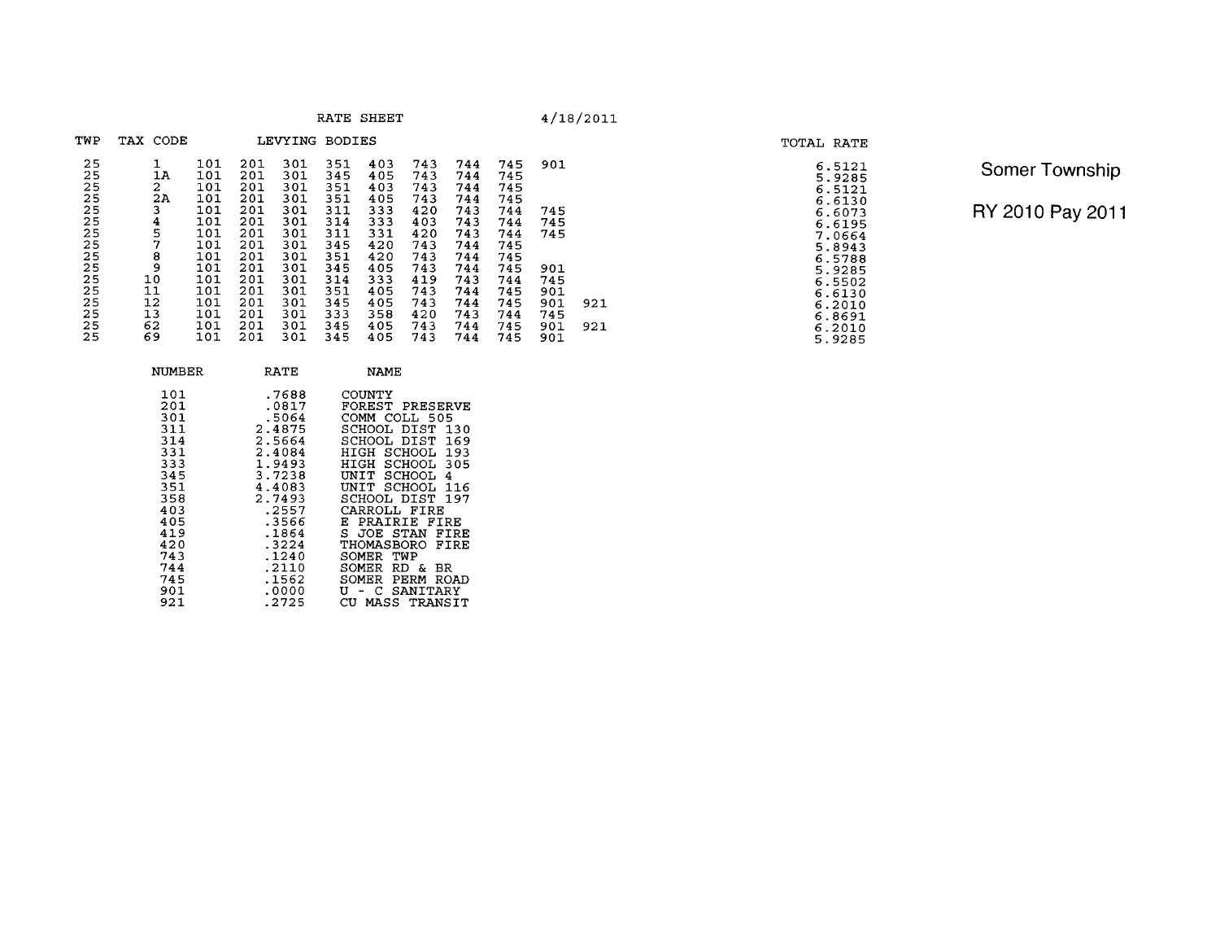RATE SHEET 4/18/2011

Somer Township

RY 2010 Pay 2011

| TWP | TAX CODE | LEVYING BODIES | | | | | | | | | | TOTAL RATE |
|---|---|---|---|---|---|---|---|---|---|---|---|---|
| 25 | 1 | 101 | 201 | 301 | 351 | 403 | 743 | 744 | 745 | 901 | | 6.5121 |
| 25 | 1A | 101 | 201 | 301 | 345 | 405 | 743 | 744 | 745 | | | 5.9285 |
| 25 | 2 | 101 | 201 | 301 | 351 | 403 | 743 | 744 | 745 | | | 6.5121 |
| 25 | 2A | 101 | 201 | 301 | 351 | 405 | 743 | 744 | 745 | | | 6.6130 |
| 25 | 3 | 101 | 201 | 301 | 311 | 333 | 420 | 743 | 744 | 745 | | 6.6073 |
| 25 | 4 | 101 | 201 | 301 | 314 | 333 | 403 | 743 | 744 | 745 | | 6.6195 |
| 25 | 5 | 101 | 201 | 301 | 311 | 331 | 420 | 743 | 744 | 745 | | 7.0664 |
| 25 | 7 | 101 | 201 | 301 | 345 | 420 | 743 | 744 | 745 | | | 5.8943 |
| 25 | 8 | 101 | 201 | 301 | 351 | 420 | 743 | 744 | 745 | | | 6.5788 |
| 25 | 9 | 101 | 201 | 301 | 345 | 405 | 743 | 744 | 745 | 901 | | 5.9285 |
| 25 | 10 | 101 | 201 | 301 | 314 | 333 | 419 | 743 | 744 | 745 | | 6.5502 |
| 25 | 11 | 101 | 201 | 301 | 351 | 405 | 743 | 744 | 745 | 901 | | 6.6130 |
| 25 | 12 | 101 | 201 | 301 | 345 | 405 | 743 | 744 | 745 | 901 | 921 | 6.2010 |
| 25 | 13 | 101 | 201 | 301 | 333 | 358 | 420 | 743 | 744 | 745 | | 6.8691 |
| 25 | 62 | 101 | 201 | 301 | 345 | 405 | 743 | 744 | 745 | 901 | 921 | 6.2010 |
| 25 | 69 | 101 | 201 | 301 | 345 | 405 | 743 | 744 | 745 | 901 | | 5.9285 |

| NUMBER | RATE | NAME |
|---|---|---|
| 101 | .7688 | COUNTY |
| 201 | .0817 | FOREST PRESERVE |
| 301 | .5064 | COMM COLL 505 |
| 311 | 2.4875 | SCHOOL DIST 130 |
| 314 | 2.5664 | SCHOOL DIST 169 |
| 331 | 2.4084 | HIGH SCHOOL 193 |
| 333 | 1.9493 | HIGH SCHOOL 305 |
| 345 | 3.7238 | UNIT SCHOOL 4 |
| 351 | 4.4083 | UNIT SCHOOL 116 |
| 358 | 2.7493 | SCHOOL DIST 197 |
| 403 | .2557 | CARROLL FIRE |
| 405 | .3566 | E PRAIRIE FIRE |
| 419 | .1864 | S JOE STAN FIRE |
| 420 | .3224 | THOMASBORO FIRE |
| 743 | .1240 | SOMER TWP |
| 744 | .2110 | SOMER RD & BR |
| 745 | .1562 | SOMER PERM ROAD |
| 901 | .0000 | U - C SANITARY |
| 921 | .2725 | CU MASS TRANSIT |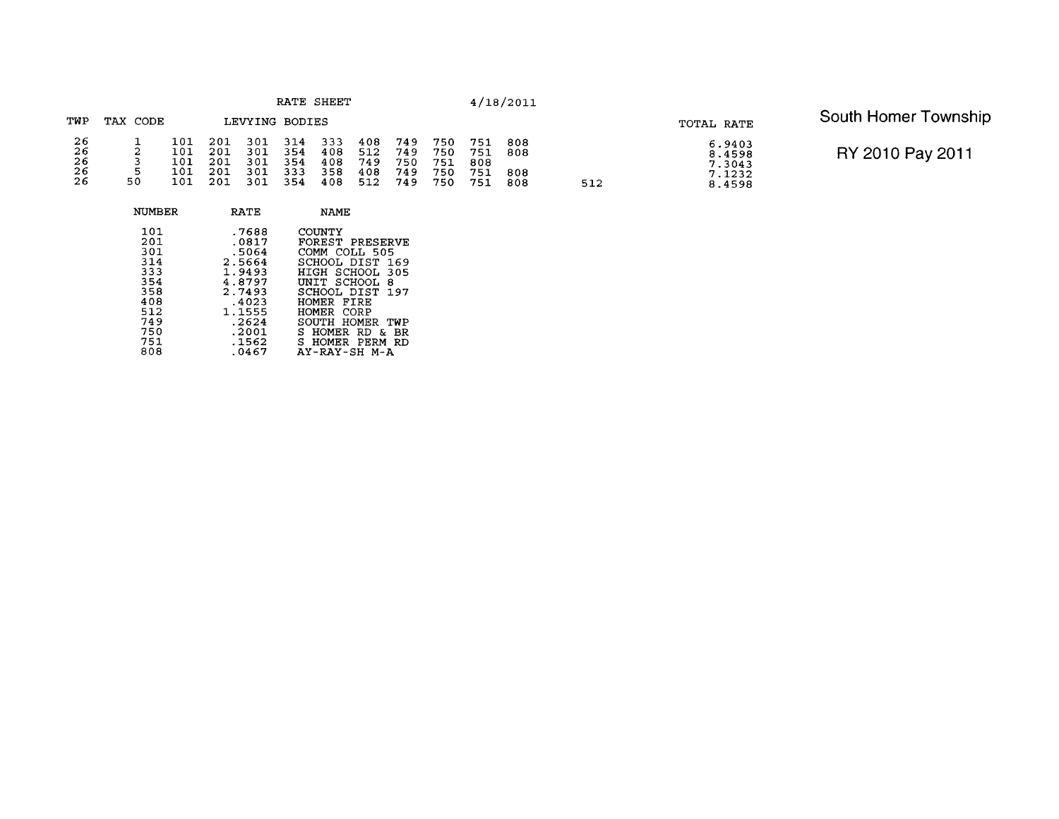# South Homer Township

## RY 2010 Pay 2011

RATE SHEET 4/18/2011

| TWP | TAX CODE | LEVYING BODIES | | | | | | | | | | | TOTAL RATE |
|---|---|---|---|---|---|---|---|---|---|---|---|---|---|
| 26 | 1 | 101 | 201 | 301 | 314 | 333 | 408 | 749 | 750 | 751 | 808 | | 6.9403 |
| 26 | 2 | 101 | 201 | 301 | 354 | 408 | 512 | 749 | 750 | 751 | 808 | | 8.4598 |
| 26 | 3 | 101 | 201 | 301 | 354 | 408 | 749 | 750 | 751 | 808 | | | 7.3043 |
| 26 | 5 | 101 | 201 | 301 | 333 | 358 | 408 | 749 | 750 | 751 | 808 | | 7.1232 |
| 26 | 50 | 101 | 201 | 301 | 354 | 408 | 512 | 749 | 750 | 751 | 808 | 512 | 8.4598 |

| NUMBER | RATE | NAME |
|---|---|---|
| 101 | .7688 | COUNTY |
| 201 | .0817 | FOREST PRESERVE |
| 301 | .5064 | COMM COLL 505 |
| 314 | 2.5664 | SCHOOL DIST 169 |
| 333 | 1.9493 | HIGH SCHOOL 305 |
| 354 | 4.8797 | UNIT SCHOOL 8 |
| 358 | 2.7493 | SCHOOL DIST 197 |
| 408 | .4023 | HOMER FIRE |
| 512 | 1.1555 | HOMER CORP |
| 749 | .2624 | SOUTH HOMER TWP |
| 750 | .2001 | S HOMER RD & BR |
| 751 | .1562 | S HOMER PERM RD |
| 808 | .0467 | AY-RAY-SH M-A |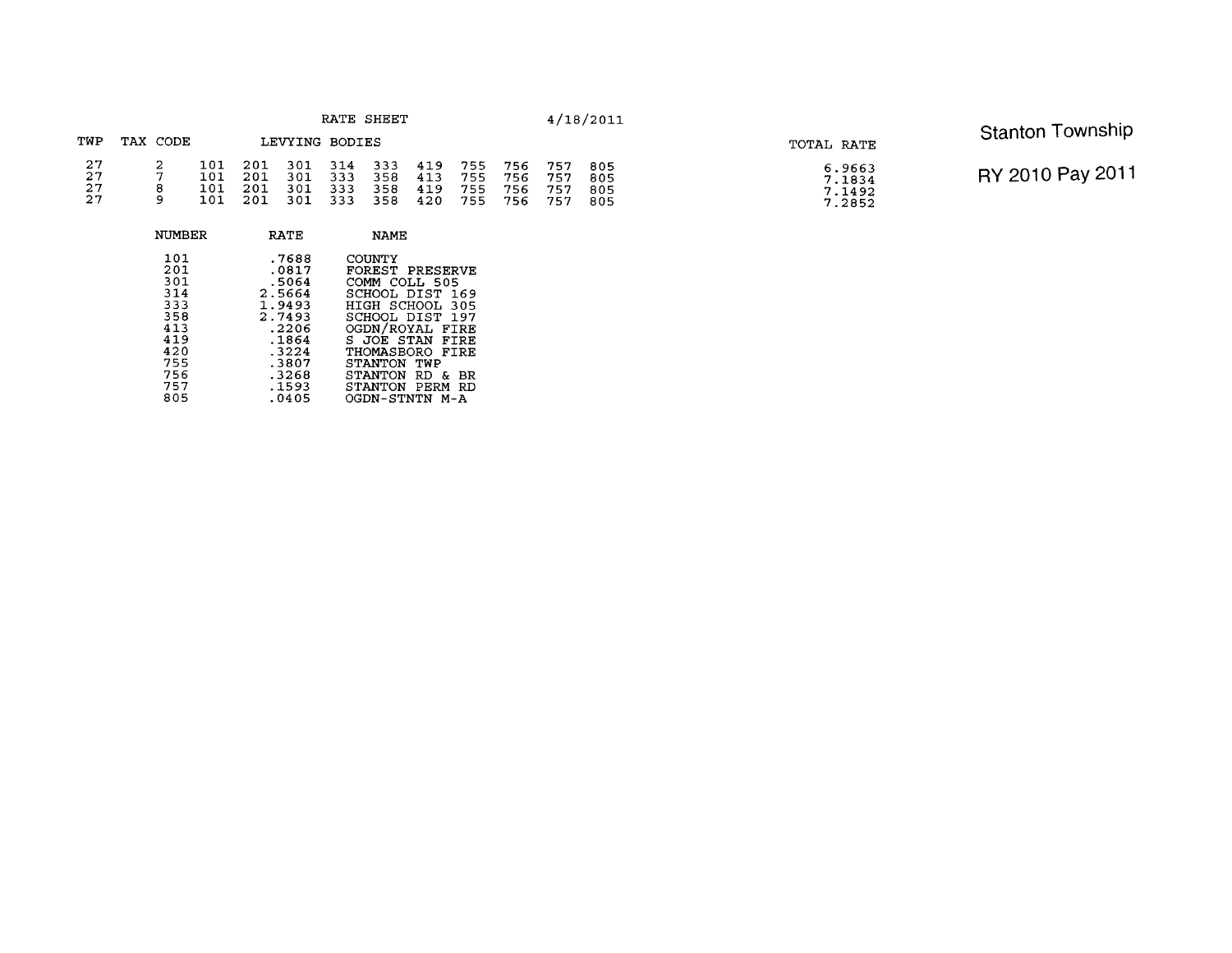# Stanton Township

## RY 2010 Pay 2011

RATE SHEET 4/18/2011

| TWP | TAX CODE | LEVYING BODIES | | | | | | | | | | TOTAL RATE |
|---|---|---|---|---|---|---|---|---|---|---|---|---|
| 27 | 2 | 101 | 201 | 301 | 314 | 333 | 419 | 755 | 756 | 757 | 805 | 6.9663 |
| 27 | 7 | 101 | 201 | 301 | 333 | 358 | 413 | 755 | 756 | 757 | 805 | 7.1834 |
| 27 | 8 | 101 | 201 | 301 | 333 | 358 | 419 | 755 | 756 | 757 | 805 | 7.1492 |
| 27 | 9 | 101 | 201 | 301 | 333 | 358 | 420 | 755 | 756 | 757 | 805 | 7.2852 |

| NUMBER | RATE | NAME |
|---|---|---|
| 101 | .7688 | COUNTY |
| 201 | .0817 | FOREST PRESERVE |
| 301 | .5064 | COMM COLL 505 |
| 314 | 2.5664 | SCHOOL DIST 169 |
| 333 | 1.9493 | HIGH SCHOOL 305 |
| 358 | 2.7493 | SCHOOL DIST 197 |
| 413 | .2206 | OGDN/ROYAL FIRE |
| 419 | .1864 | S JOE STAN FIRE |
| 420 | .3224 | THOMASBORO FIRE |
| 755 | .3807 | STANTON TWP |
| 756 | .3268 | STANTON RD & BR |
| 757 | .1593 | STANTON PERM RD |
| 805 | .0405 | OGDN-STNTN M-A |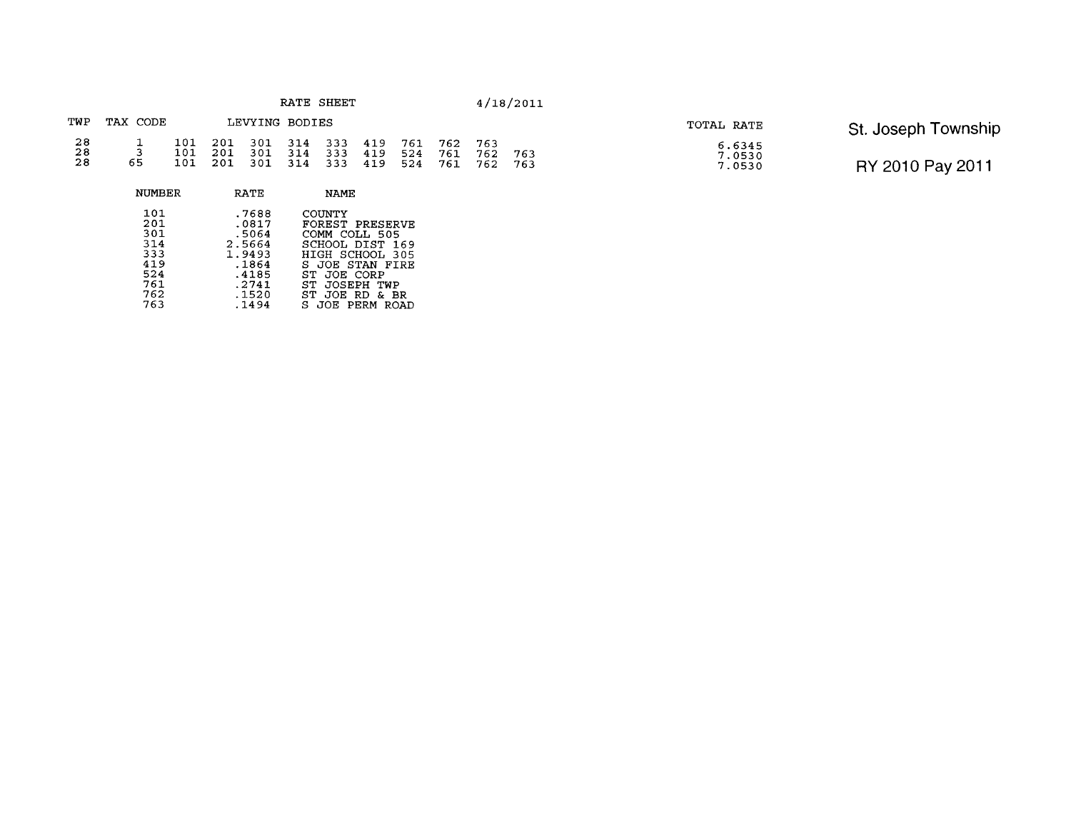St. Joseph Township

RY 2010 Pay 2011

RATE SHEET 4/18/2011

| TWP | TAX CODE | LEVYING BODIES | | | | | | | | | | TOTAL RATE |
|---|---|---|---|---|---|---|---|---|---|---|---|---|
| 28 | 1 | 101 | 201 | 301 | 314 | 333 | 419 | 761 | 762 | 763 | | 6.6345 |
| 28 | 3 | 101 | 201 | 301 | 314 | 333 | 419 | 524 | 761 | 762 | 763 | 7.0530 |
| 28 | 65 | 101 | 201 | 301 | 314 | 333 | 419 | 524 | 761 | 762 | 763 | 7.0530 |

| NUMBER | RATE | NAME |
|---|---|---|
| 101 | .7688 | COUNTY |
| 201 | .0817 | FOREST PRESERVE |
| 301 | .5064 | COMM COLL 505 |
| 314 | 2.5664 | SCHOOL DIST 169 |
| 333 | 1.9493 | HIGH SCHOOL 305 |
| 419 | .1864 | S JOE STAN FIRE |
| 524 | .4185 | ST JOE CORP |
| 761 | .2741 | ST JOSEPH TWP |
| 762 | .1520 | ST JOE RD & BR |
| 763 | .1494 | S JOE PERM ROAD |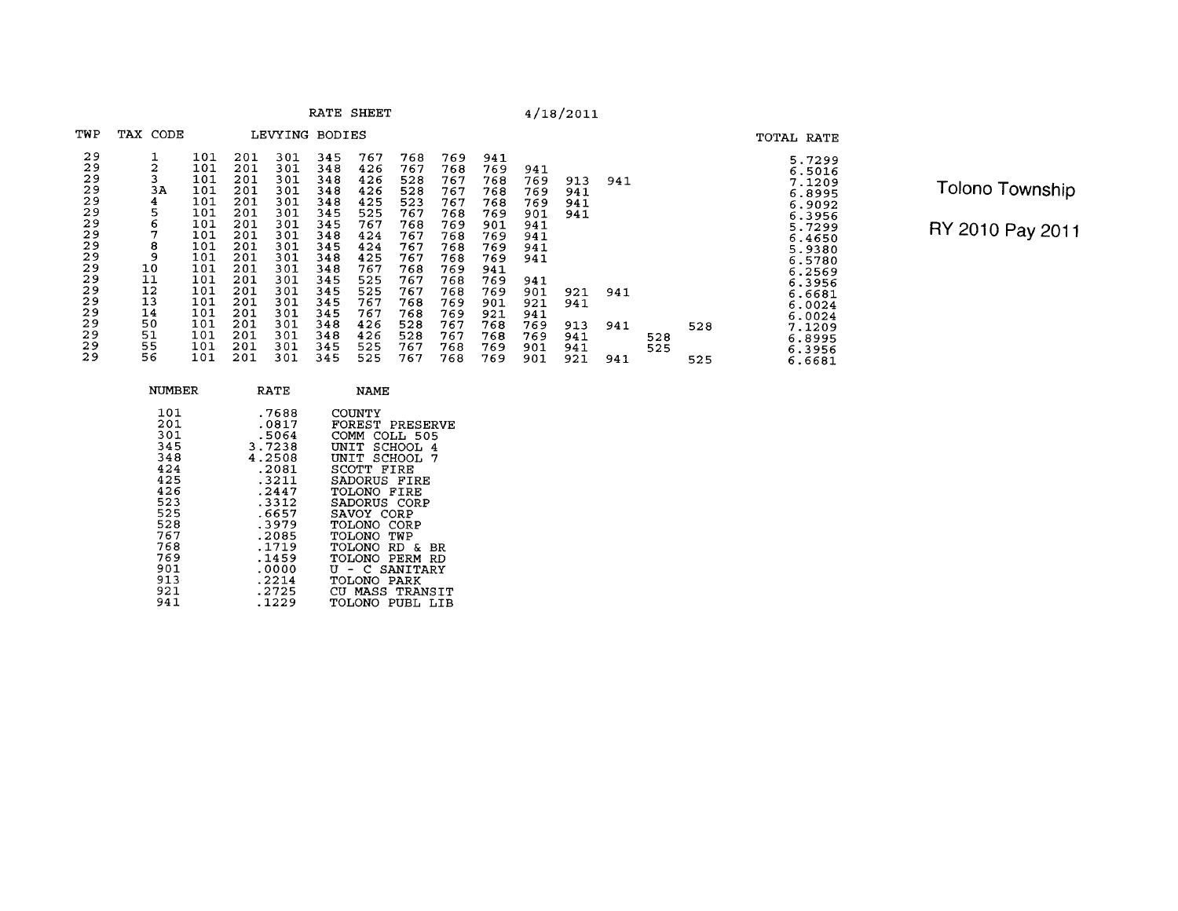RATE SHEET 4/18/2011

**Tolono Township**

**RY 2010 Pay 2011**

| TWP | TAX CODE | LEVYING BODIES | | | | | | | | | | | | | TOTAL RATE |
|---|---|---|---|---|---|---|---|---|---|---|---|---|---|---|---|
| 29 | 1 | 101 | 201 | 301 | 345 | 767 | 768 | 769 | 941 | | | | | | 5.7299 |
| 29 | 2 | 101 | 201 | 301 | 348 | 426 | 767 | 768 | 769 | 941 | | | | | 6.5016 |
| 29 | 3 | 101 | 201 | 301 | 348 | 426 | 528 | 767 | 768 | 769 | 913 | 941 | | | 7.1209 |
| 29 | 3A | 101 | 201 | 301 | 348 | 426 | 528 | 767 | 768 | 769 | 941 | | | | 6.8995 |
| 29 | 4 | 101 | 201 | 301 | 348 | 425 | 523 | 767 | 768 | 769 | 941 | | | | 6.9092 |
| 29 | 5 | 101 | 201 | 301 | 345 | 525 | 767 | 768 | 769 | 901 | 941 | | | | 6.3956 |
| 29 | 6 | 101 | 201 | 301 | 345 | 767 | 768 | 769 | 901 | 941 | | | | | 5.7299 |
| 29 | 7 | 101 | 201 | 301 | 348 | 424 | 767 | 768 | 769 | 941 | | | | | 6.4650 |
| 29 | 8 | 101 | 201 | 301 | 345 | 424 | 767 | 768 | 769 | 941 | | | | | 5.9380 |
| 29 | 9 | 101 | 201 | 301 | 348 | 425 | 767 | 768 | 769 | 941 | | | | | 6.5780 |
| 29 | 10 | 101 | 201 | 301 | 348 | 767 | 768 | 769 | 941 | | | | | | 6.2569 |
| 29 | 11 | 101 | 201 | 301 | 345 | 525 | 767 | 768 | 769 | 941 | | | | | 6.3956 |
| 29 | 12 | 101 | 201 | 301 | 345 | 525 | 767 | 768 | 769 | 901 | 921 | 941 | | | 6.6681 |
| 29 | 13 | 101 | 201 | 301 | 345 | 767 | 768 | 769 | 901 | 921 | 941 | | | | 6.0024 |
| 29 | 14 | 101 | 201 | 301 | 345 | 767 | 768 | 769 | 921 | 941 | | | | | 6.0024 |
| 29 | 50 | 101 | 201 | 301 | 348 | 426 | 528 | 767 | 768 | 769 | 913 | 941 | | 528 | 7.1209 |
| 29 | 51 | 101 | 201 | 301 | 348 | 426 | 528 | 767 | 768 | 769 | 941 | | 528 | | 6.8995 |
| 29 | 55 | 101 | 201 | 301 | 345 | 525 | 767 | 768 | 769 | 901 | 941 | | 525 | | 6.3956 |
| 29 | 56 | 101 | 201 | 301 | 345 | 525 | 767 | 768 | 769 | 901 | 921 | 941 | | 525 | 6.6681 |

| NUMBER | RATE | NAME |
|---|---|---|
| 101 | .7688 | COUNTY |
| 201 | .0817 | FOREST PRESERVE |
| 301 | .5064 | COMM COLL 505 |
| 345 | 3.7238 | UNIT SCHOOL 4 |
| 348 | 4.2508 | UNIT SCHOOL 7 |
| 424 | .2081 | SCOTT FIRE |
| 425 | .3211 | SADORUS FIRE |
| 426 | .2447 | TOLONO FIRE |
| 523 | .3312 | SADORUS CORP |
| 525 | .6657 | SAVOY CORP |
| 528 | .3979 | TOLONO CORP |
| 767 | .2085 | TOLONO TWP |
| 768 | .1719 | TOLONO RD & BR |
| 769 | .1459 | TOLONO PERM RD |
| 901 | .0000 | U - C SANITARY |
| 913 | .2214 | TOLONO PARK |
| 921 | .2725 | CU MASS TRANSIT |
| 941 | .1229 | TOLONO PUBL LIB |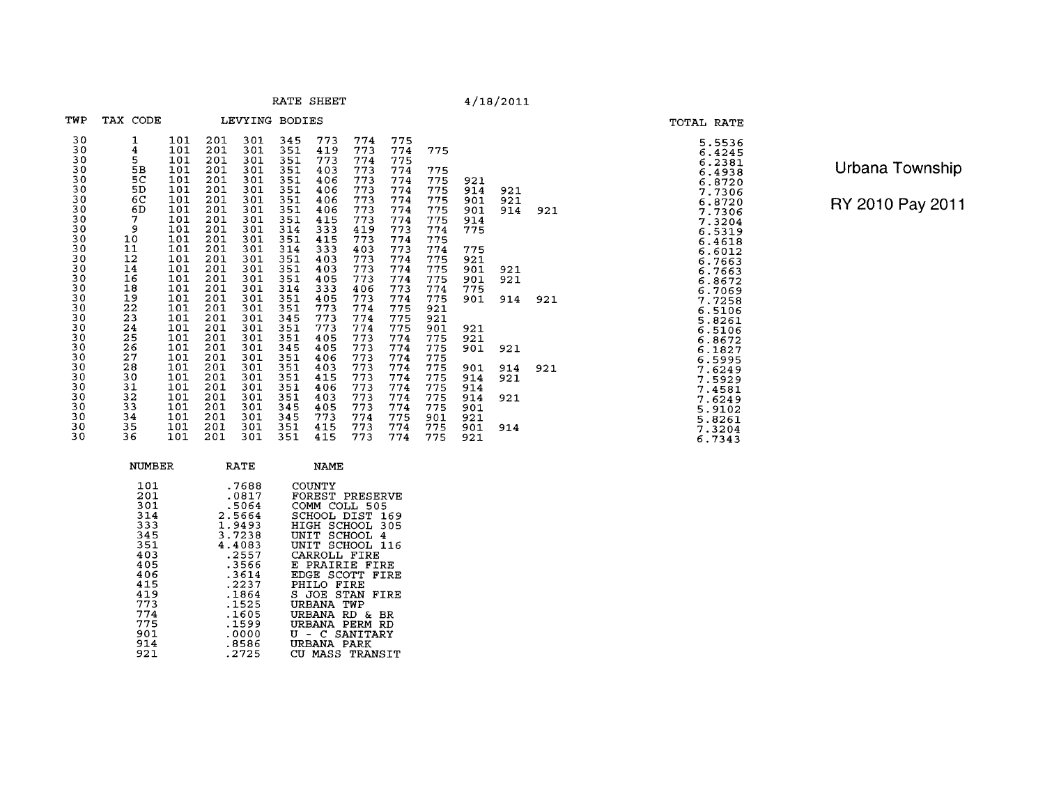RATE SHEET 4/18/2011

**Urbana Township**

**RY 2010 Pay 2011**

| TWP | TAX CODE | LEVYING BODIES | | | | | | | | | | | TOTAL RATE |
|---|---|---|---|---|---|---|---|---|---|---|---|---|---|
| 30 | 1 | 101 | 201 | 301 | 345 | 773 | 774 | 775 | | | | | 5.5536 |
| 30 | 4 | 101 | 201 | 301 | 351 | 419 | 773 | 774 | 775 | | | | 6.4245 |
| 30 | 5 | 101 | 201 | 301 | 351 | 773 | 774 | 775 | | | | | 6.2381 |
| 30 | 5B | 101 | 201 | 301 | 351 | 403 | 773 | 774 | 775 | | | | 6.4938 |
| 30 | 5C | 101 | 201 | 301 | 351 | 406 | 773 | 774 | 775 | 921 | | | 6.8720 |
| 30 | 5D | 101 | 201 | 301 | 351 | 406 | 773 | 774 | 775 | 914 | 921 | | 7.7306 |
| 30 | 6C | 101 | 201 | 301 | 351 | 406 | 773 | 774 | 775 | 901 | 921 | | 6.8720 |
| 30 | 6D | 101 | 201 | 301 | 351 | 406 | 773 | 774 | 775 | 901 | 914 | 921 | 7.7306 |
| 30 | 7 | 101 | 201 | 301 | 351 | 415 | 773 | 774 | 775 | 914 | | | 7.3204 |
| 30 | 9 | 101 | 201 | 301 | 314 | 333 | 419 | 773 | 774 | 775 | | | 6.5319 |
| 30 | 10 | 101 | 201 | 301 | 351 | 415 | 773 | 774 | 775 | | | | 6.4618 |
| 30 | 11 | 101 | 201 | 301 | 314 | 333 | 403 | 773 | 774 | 775 | | | 6.6012 |
| 30 | 12 | 101 | 201 | 301 | 351 | 403 | 773 | 774 | 775 | 921 | | | 6.7663 |
| 30 | 14 | 101 | 201 | 301 | 351 | 403 | 773 | 774 | 775 | 901 | 921 | | 6.7663 |
| 30 | 16 | 101 | 201 | 301 | 351 | 405 | 773 | 774 | 775 | 901 | 921 | | 6.8672 |
| 30 | 18 | 101 | 201 | 301 | 314 | 333 | 406 | 773 | 774 | 775 | | | 6.7069 |
| 30 | 19 | 101 | 201 | 301 | 351 | 405 | 773 | 774 | 775 | 901 | 914 | 921 | 7.7258 |
| 30 | 22 | 101 | 201 | 301 | 351 | 773 | 774 | 775 | 921 | | | | 6.5106 |
| 30 | 23 | 101 | 201 | 301 | 345 | 773 | 774 | 775 | 921 | | | | 5.8261 |
| 30 | 24 | 101 | 201 | 301 | 351 | 773 | 774 | 775 | 901 | 921 | | | 6.5106 |
| 30 | 25 | 101 | 201 | 301 | 351 | 405 | 773 | 774 | 775 | 921 | | | 6.8672 |
| 30 | 26 | 101 | 201 | 301 | 345 | 405 | 773 | 774 | 775 | 901 | 921 | | 6.1827 |
| 30 | 27 | 101 | 201 | 301 | 351 | 406 | 773 | 774 | 775 | | | | 6.5995 |
| 30 | 28 | 101 | 201 | 301 | 351 | 403 | 773 | 774 | 775 | 901 | 914 | 921 | 7.6249 |
| 30 | 30 | 101 | 201 | 301 | 351 | 415 | 773 | 774 | 775 | 914 | 921 | | 7.5929 |
| 30 | 31 | 101 | 201 | 301 | 351 | 406 | 773 | 774 | 775 | 914 | | | 7.4581 |
| 30 | 32 | 101 | 201 | 301 | 351 | 403 | 773 | 774 | 775 | 914 | 921 | | 7.6249 |
| 30 | 33 | 101 | 201 | 301 | 345 | 405 | 773 | 774 | 775 | 901 | | | 5.9102 |
| 30 | 34 | 101 | 201 | 301 | 345 | 773 | 774 | 775 | 901 | 921 | | | 5.8261 |
| 30 | 35 | 101 | 201 | 301 | 351 | 415 | 773 | 774 | 775 | 901 | 914 | | 7.3204 |
| 30 | 36 | 101 | 201 | 301 | 351 | 415 | 773 | 774 | 775 | 921 | | | 6.7343 |

| NUMBER | RATE | NAME |
|---|---|---|
| 101 | .7688 | COUNTY |
| 201 | .0817 | FOREST PRESERVE |
| 301 | .5064 | COMM COLL 505 |
| 314 | 2.5664 | SCHOOL DIST 169 |
| 333 | 1.9493 | HIGH SCHOOL 305 |
| 345 | 3.7238 | UNIT SCHOOL 4 |
| 351 | 4.4083 | UNIT SCHOOL 116 |
| 403 | .2557 | CARROLL FIRE |
| 405 | .3566 | E PRAIRIE FIRE |
| 406 | .3614 | EDGE SCOTT FIRE |
| 415 | .2237 | PHILO FIRE |
| 419 | .1864 | S JOE STAN FIRE |
| 773 | .1525 | URBANA TWP |
| 774 | .1605 | URBANA RD & BR |
| 775 | .1599 | URBANA PERM RD |
| 901 | .0000 | U - C SANITARY |
| 914 | .8586 | URBANA PARK |
| 921 | .2725 | CU MASS TRANSIT |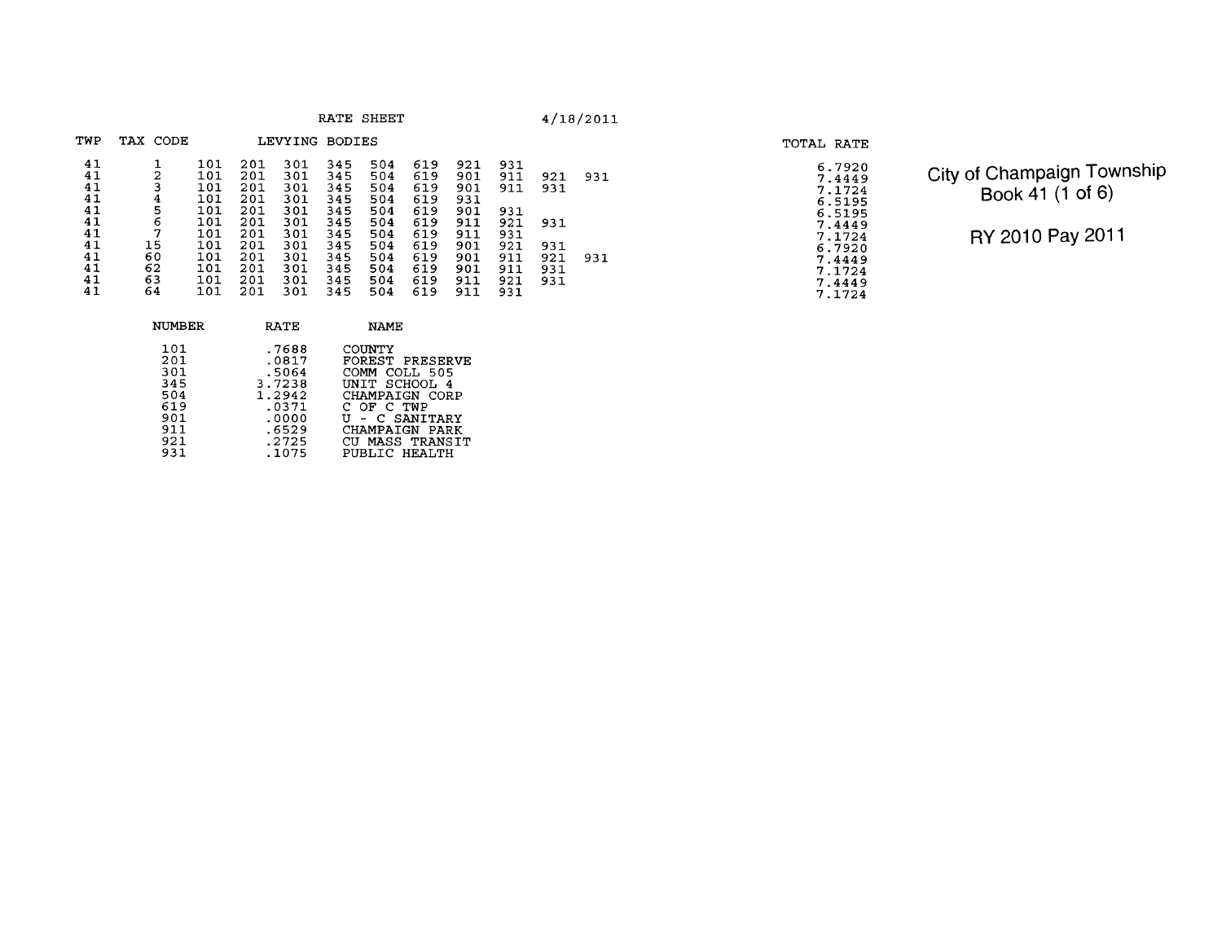RATE SHEET 4/18/2011

City of Champaign Township
Book 41 (1 of 6)

RY 2010 Pay 2011

| TWP | TAX CODE | LEVYING BODIES | | | | | | | | | | TOTAL RATE |
|---|---|---|---|---|---|---|---|---|---|---|---|---|
| 41 | 1 | 101 | 201 | 301 | 345 | 504 | 619 | 921 | 931 | | | 6.7920 |
| 41 | 2 | 101 | 201 | 301 | 345 | 504 | 619 | 901 | 911 | 921 | 931 | 7.4449 |
| 41 | 3 | 101 | 201 | 301 | 345 | 504 | 619 | 901 | 911 | 931 | | 7.1724 |
| 41 | 4 | 101 | 201 | 301 | 345 | 504 | 619 | 931 | | | | 6.5195 |
| 41 | 5 | 101 | 201 | 301 | 345 | 504 | 619 | 901 | 931 | | | 6.5195 |
| 41 | 6 | 101 | 201 | 301 | 345 | 504 | 619 | 911 | 921 | 931 | | 7.4449 |
| 41 | 7 | 101 | 201 | 301 | 345 | 504 | 619 | 911 | 931 | | | 7.1724 |
| 41 | 15 | 101 | 201 | 301 | 345 | 504 | 619 | 901 | 921 | 931 | | 6.7920 |
| 41 | 60 | 101 | 201 | 301 | 345 | 504 | 619 | 901 | 911 | 921 | 931 | 7.4449 |
| 41 | 62 | 101 | 201 | 301 | 345 | 504 | 619 | 901 | 911 | 931 | | 7.1724 |
| 41 | 63 | 101 | 201 | 301 | 345 | 504 | 619 | 911 | 921 | 931 | | 7.4449 |
| 41 | 64 | 101 | 201 | 301 | 345 | 504 | 619 | 911 | 931 | | | 7.1724 |

| NUMBER | RATE | NAME |
|---|---|---|
| 101 | .7688 | COUNTY |
| 201 | .0817 | FOREST PRESERVE |
| 301 | .5064 | COMM COLL 505 |
| 345 | 3.7238 | UNIT SCHOOL 4 |
| 504 | 1.2942 | CHAMPAIGN CORP |
| 619 | .0371 | C OF C TWP |
| 901 | .0000 | U - C SANITARY |
| 911 | .6529 | CHAMPAIGN PARK |
| 921 | .2725 | CU MASS TRANSIT |
| 931 | .1075 | PUBLIC HEALTH |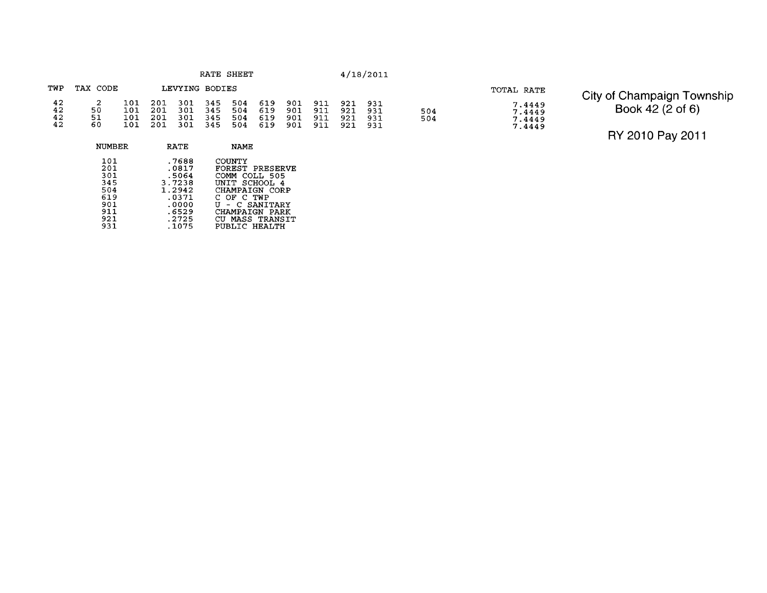City of Champaign Township
Book 42 (2 of 6)

RY 2010 Pay 2011

RATE SHEET 4/18/2011

| TWP | TAX CODE | LEVYING BODIES | | | | | | | | | | | TOTAL RATE |
|---|---|---|---|---|---|---|---|---|---|---|---|---|---|
| 42 | 2 | 101 | 201 | 301 | 345 | 504 | 619 | 901 | 911 | 921 | 931 | | 7.4449 |
| 42 | 50 | 101 | 201 | 301 | 345 | 504 | 619 | 901 | 911 | 921 | 931 | 504 | 7.4449 |
| 42 | 51 | 101 | 201 | 301 | 345 | 504 | 619 | 901 | 911 | 921 | 931 | 504 | 7.4449 |
| 42 | 60 | 101 | 201 | 301 | 345 | 504 | 619 | 901 | 911 | 921 | 931 | | 7.4449 |

| NUMBER | RATE | NAME |
|---|---|---|
| 101 | .7688 | COUNTY |
| 201 | .0817 | FOREST PRESERVE |
| 301 | .5064 | COMM COLL 505 |
| 345 | 3.7238 | UNIT SCHOOL 4 |
| 504 | 1.2942 | CHAMPAIGN CORP |
| 619 | .0371 | C OF C TWP |
| 901 | .0000 | U - C SANITARY |
| 911 | .6529 | CHAMPAIGN PARK |
| 921 | .2725 | CU MASS TRANSIT |
| 931 | .1075 | PUBLIC HEALTH |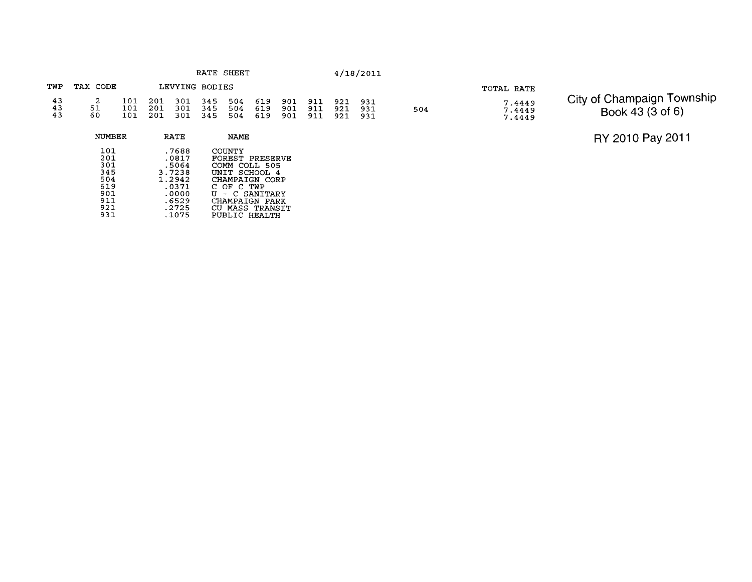# City of Champaign Township
## Book 43 (3 of 6)
## RY 2010 Pay 2011

RATE SHEET 4/18/2011

| TWP | TAX CODE | LEVYING BODIES | | | | | | | | | | | TOTAL RATE |
|---|---|---|---|---|---|---|---|---|---|---|---|---|---|
| 43 | 2 | 101 | 201 | 301 | 345 | 504 | 619 | 901 | 911 | 921 | 931 | | 7.4449 |
| 43 | 51 | 101 | 201 | 301 | 345 | 504 | 619 | 901 | 911 | 921 | 931 | 504 | 7.4449 |
| 43 | 60 | 101 | 201 | 301 | 345 | 504 | 619 | 901 | 911 | 921 | 931 | | 7.4449 |

| NUMBER | RATE | NAME |
|---|---|---|
| 101 | .7688 | COUNTY |
| 201 | .0817 | FOREST PRESERVE |
| 301 | .5064 | COMM COLL 505 |
| 345 | 3.7238 | UNIT SCHOOL 4 |
| 504 | 1.2942 | CHAMPAIGN CORP |
| 619 | .0371 | C OF C TWP |
| 901 | .0000 | U - C SANITARY |
| 911 | .6529 | CHAMPAIGN PARK |
| 921 | .2725 | CU MASS TRANSIT |
| 931 | .1075 | PUBLIC HEALTH |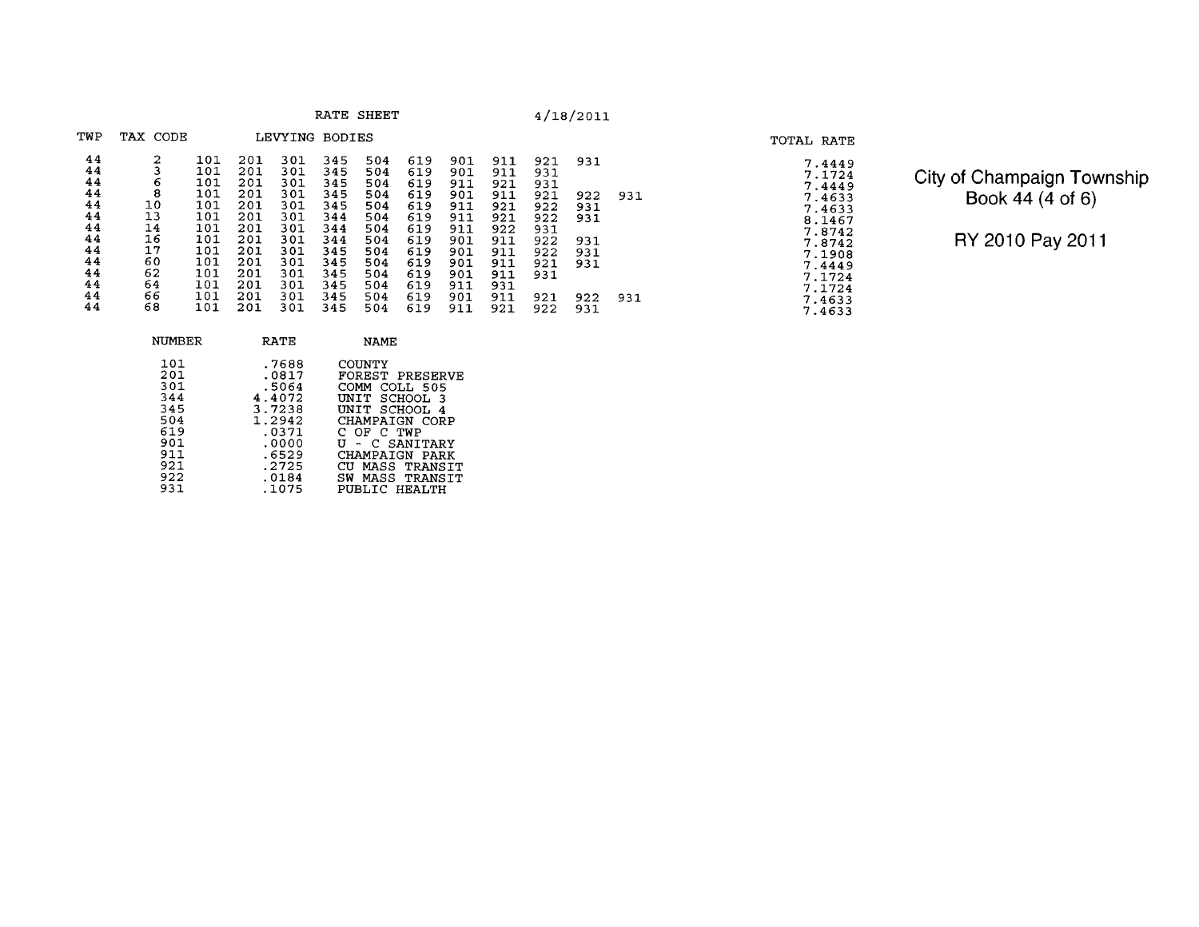RATE SHEET 4/18/2011

| TWP | TAX CODE | LEVYING BODIES | | | | | | | | | | | TOTAL RATE |
|---|---|---|---|---|---|---|---|---|---|---|---|---|---|
| 44 | 2 | 101 | 201 | 301 | 345 | 504 | 619 | 901 | 911 | 921 | 931 | | 7.4449 |
| 44 | 3 | 101 | 201 | 301 | 345 | 504 | 619 | 901 | 911 | 931 | | | 7.1724 |
| 44 | 6 | 101 | 201 | 301 | 345 | 504 | 619 | 911 | 921 | 931 | | | 7.4449 |
| 44 | 8 | 101 | 201 | 301 | 345 | 504 | 619 | 901 | 911 | 921 | 922 | 931 | 7.4633 |
| 44 | 10 | 101 | 201 | 301 | 345 | 504 | 619 | 911 | 921 | 922 | 931 | | 7.4633 |
| 44 | 13 | 101 | 201 | 301 | 344 | 504 | 619 | 911 | 921 | 922 | 931 | | 8.1467 |
| 44 | 14 | 101 | 201 | 301 | 344 | 504 | 619 | 911 | 922 | 931 | | | 7.8742 |
| 44 | 16 | 101 | 201 | 301 | 344 | 504 | 619 | 901 | 911 | 922 | 931 | | 7.8742 |
| 44 | 17 | 101 | 201 | 301 | 345 | 504 | 619 | 901 | 911 | 922 | 931 | | 7.1908 |
| 44 | 60 | 101 | 201 | 301 | 345 | 504 | 619 | 901 | 911 | 921 | 931 | | 7.4449 |
| 44 | 62 | 101 | 201 | 301 | 345 | 504 | 619 | 901 | 911 | 931 | | | 7.1724 |
| 44 | 64 | 101 | 201 | 301 | 345 | 504 | 619 | 911 | 931 | | | | 7.1724 |
| 44 | 66 | 101 | 201 | 301 | 345 | 504 | 619 | 901 | 911 | 921 | 922 | 931 | 7.4633 |
| 44 | 68 | 101 | 201 | 301 | 345 | 504 | 619 | 911 | 921 | 922 | 931 | | 7.4633 |

City of Champaign Township
Book 44 (4 of 6)

RY 2010 Pay 2011

| NUMBER | RATE | NAME |
|---|---|---|
| 101 | .7688 | COUNTY |
| 201 | .0817 | FOREST PRESERVE |
| 301 | .5064 | COMM COLL 505 |
| 344 | 4.4072 | UNIT SCHOOL 3 |
| 345 | 3.7238 | UNIT SCHOOL 4 |
| 504 | 1.2942 | CHAMPAIGN CORP |
| 619 | .0371 | C OF C TWP |
| 901 | .0000 | U - C SANITARY |
| 911 | .6529 | CHAMPAIGN PARK |
| 921 | .2725 | CU MASS TRANSIT |
| 922 | .0184 | SW MASS TRANSIT |
| 931 | .1075 | PUBLIC HEALTH |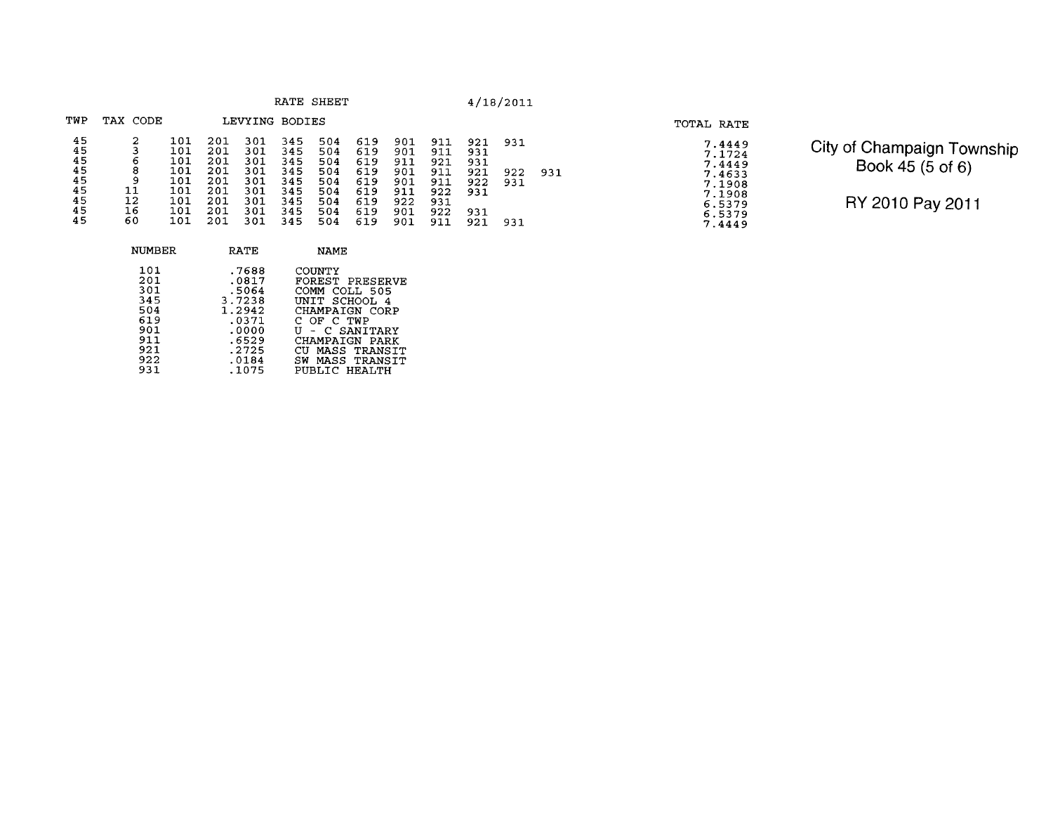RATE SHEET 4/18/2011

City of Champaign Township
Book 45 (5 of 6)

RY 2010 Pay 2011

| TWP | TAX CODE | LEVYING BODIES | | | | | | | | | | | TOTAL RATE |
|---|---|---|---|---|---|---|---|---|---|---|---|---|---|
| 45 | 2 | 101 | 201 | 301 | 345 | 504 | 619 | 901 | 911 | 921 | 931 | | 7.4449 |
| 45 | 3 | 101 | 201 | 301 | 345 | 504 | 619 | 901 | 911 | 931 | | | 7.1724 |
| 45 | 6 | 101 | 201 | 301 | 345 | 504 | 619 | 911 | 921 | 931 | | | 7.4449 |
| 45 | 8 | 101 | 201 | 301 | 345 | 504 | 619 | 901 | 911 | 921 | 922 | 931 | 7.4633 |
| 45 | 9 | 101 | 201 | 301 | 345 | 504 | 619 | 901 | 911 | 922 | 931 | | 7.1908 |
| 45 | 11 | 101 | 201 | 301 | 345 | 504 | 619 | 911 | 922 | 931 | | | 7.1908 |
| 45 | 12 | 101 | 201 | 301 | 345 | 504 | 619 | 922 | 931 | | | | 6.5379 |
| 45 | 16 | 101 | 201 | 301 | 345 | 504 | 619 | 901 | 922 | 931 | | | 6.5379 |
| 45 | 60 | 101 | 201 | 301 | 345 | 504 | 619 | 901 | 911 | 921 | 931 | | 7.4449 |

| NUMBER | RATE | NAME |
|---|---|---|
| 101 | .7688 | COUNTY |
| 201 | .0817 | FOREST PRESERVE |
| 301 | .5064 | COMM COLL 505 |
| 345 | 3.7238 | UNIT SCHOOL 4 |
| 504 | 1.2942 | CHAMPAIGN CORP |
| 619 | .0371 | C OF C TWP |
| 901 | .0000 | U - C SANITARY |
| 911 | .6529 | CHAMPAIGN PARK |
| 921 | .2725 | CU MASS TRANSIT |
| 922 | .0184 | SW MASS TRANSIT |
| 931 | .1075 | PUBLIC HEALTH |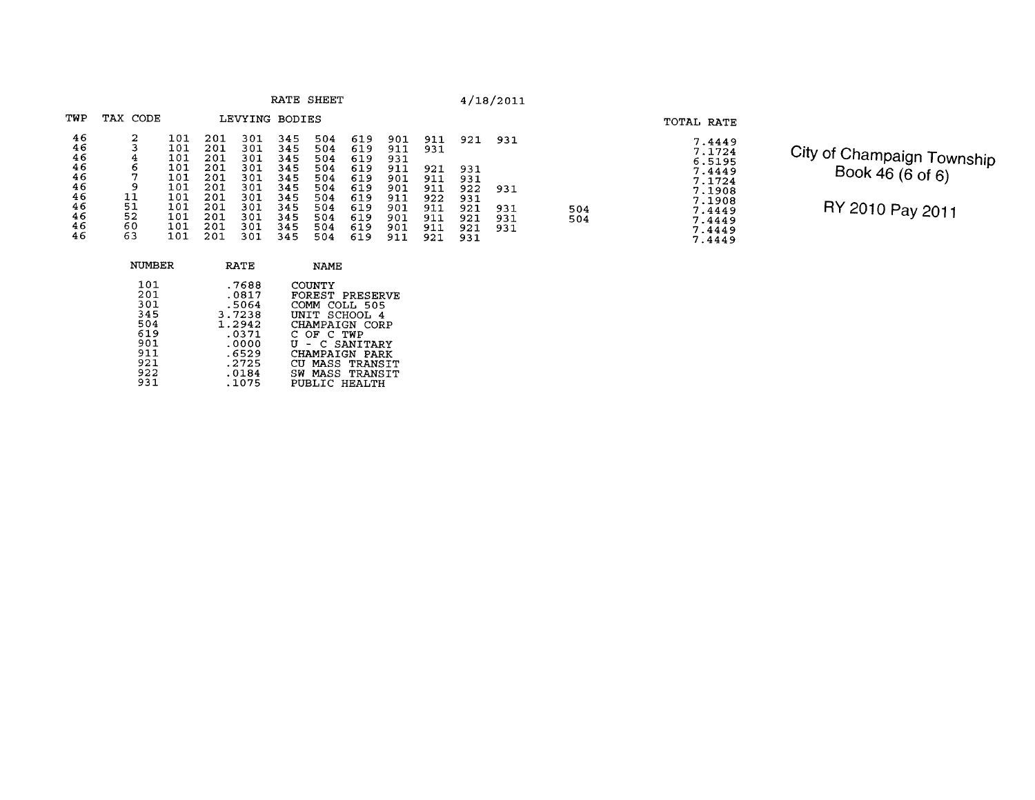City of Champaign Township
Book 46 (6 of 6)

RY 2010 Pay 2011

RATE SHEET 4/18/2011

| TWP | TAX CODE | LEVYING BODIES | | | | | | | | | | | TOTAL RATE |
|---|---|---|---|---|---|---|---|---|---|---|---|---|---|
| 46 | 2 | 101 | 201 | 301 | 345 | 504 | 619 | 901 | 911 | 921 | 931 | | 7.4449 |
| 46 | 3 | 101 | 201 | 301 | 345 | 504 | 619 | 911 | 931 | | | | 7.1724 |
| 46 | 4 | 101 | 201 | 301 | 345 | 504 | 619 | 931 | | | | | 6.5195 |
| 46 | 6 | 101 | 201 | 301 | 345 | 504 | 619 | 911 | 921 | 931 | | | 7.4449 |
| 46 | 7 | 101 | 201 | 301 | 345 | 504 | 619 | 901 | 911 | 931 | | | 7.1724 |
| 46 | 9 | 101 | 201 | 301 | 345 | 504 | 619 | 901 | 911 | 922 | 931 | | 7.1908 |
| 46 | 11 | 101 | 201 | 301 | 345 | 504 | 619 | 911 | 922 | 931 | | | 7.1908 |
| 46 | 51 | 101 | 201 | 301 | 345 | 504 | 619 | 901 | 911 | 921 | 931 | 504 | 7.4449 |
| 46 | 52 | 101 | 201 | 301 | 345 | 504 | 619 | 901 | 911 | 921 | 931 | 504 | 7.4449 |
| 46 | 60 | 101 | 201 | 301 | 345 | 504 | 619 | 901 | 911 | 921 | 931 | | 7.4449 |
| 46 | 63 | 101 | 201 | 301 | 345 | 504 | 619 | 911 | 921 | 931 | | | 7.4449 |

| NUMBER | RATE | NAME |
|---|---|---|
| 101 | .7688 | COUNTY |
| 201 | .0817 | FOREST PRESERVE |
| 301 | .5064 | COMM COLL 505 |
| 345 | 3.7238 | UNIT SCHOOL 4 |
| 504 | 1.2942 | CHAMPAIGN CORP |
| 619 | .0371 | C OF C TWP |
| 901 | .0000 | U - C SANITARY |
| 911 | .6529 | CHAMPAIGN PARK |
| 921 | .2725 | CU MASS TRANSIT |
| 922 | .0184 | SW MASS TRANSIT |
| 931 | .1075 | PUBLIC HEALTH |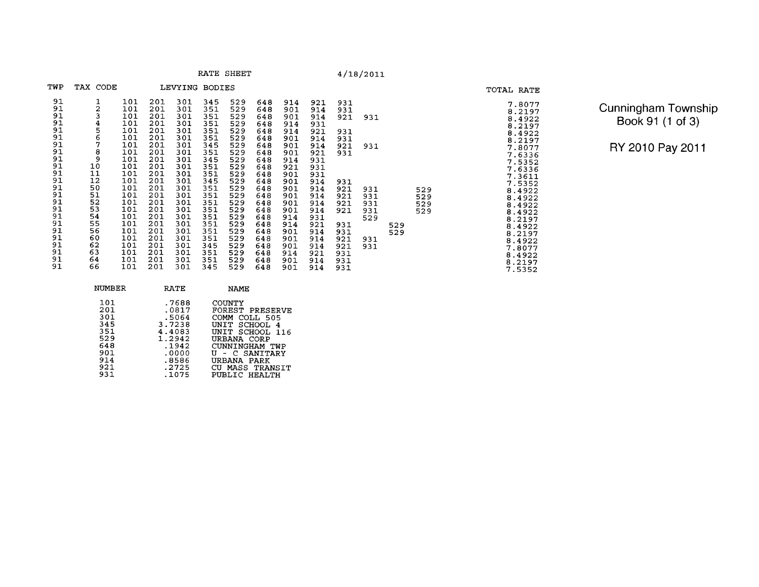RATE SHEET 4/18/2011

**Cunningham Township**
**Book 91 (1 of 3)**

**RY 2010 Pay 2011**

| TWP | TAX CODE | LEVYING BODIES | | | | | | | | | | | | TOTAL RATE |
|---|---|---|---|---|---|---|---|---|---|---|---|---|---|---|
| 91 | 1 | 101 | 201 | 301 | 345 | 529 | 648 | 914 | 921 | 931 | | | | 7.8077 |
| 91 | 2 | 101 | 201 | 301 | 351 | 529 | 648 | 901 | 914 | 931 | | | | 8.2197 |
| 91 | 3 | 101 | 201 | 301 | 351 | 529 | 648 | 901 | 914 | 921 | 931 | | | 8.4922 |
| 91 | 4 | 101 | 201 | 301 | 351 | 529 | 648 | 914 | 931 | | | | | 8.2197 |
| 91 | 5 | 101 | 201 | 301 | 351 | 529 | 648 | 914 | 921 | 931 | | | | 8.4922 |
| 91 | 6 | 101 | 201 | 301 | 351 | 529 | 648 | 901 | 914 | 931 | | | | 8.2197 |
| 91 | 7 | 101 | 201 | 301 | 345 | 529 | 648 | 901 | 914 | 921 | 931 | | | 7.8077 |
| 91 | 8 | 101 | 201 | 301 | 351 | 529 | 648 | 901 | 921 | 931 | | | | 7.6336 |
| 91 | 9 | 101 | 201 | 301 | 345 | 529 | 648 | 914 | 931 | | | | | 7.5352 |
| 91 | 10 | 101 | 201 | 301 | 351 | 529 | 648 | 921 | 931 | | | | | 7.6336 |
| 91 | 11 | 101 | 201 | 301 | 351 | 529 | 648 | 901 | 931 | | | | | 7.3611 |
| 91 | 12 | 101 | 201 | 301 | 345 | 529 | 648 | 901 | 914 | 931 | | | | 7.5352 |
| 91 | 50 | 101 | 201 | 301 | 351 | 529 | 648 | 901 | 914 | 921 | 931 | | 529 | 8.4922 |
| 91 | 51 | 101 | 201 | 301 | 351 | 529 | 648 | 901 | 914 | 921 | 931 | | 529 | 8.4922 |
| 91 | 52 | 101 | 201 | 301 | 351 | 529 | 648 | 901 | 914 | 921 | 931 | | 529 | 8.4922 |
| 91 | 53 | 101 | 201 | 301 | 351 | 529 | 648 | 901 | 914 | 921 | 931 | | 529 | 8.4922 |
| 91 | 54 | 101 | 201 | 301 | 351 | 529 | 648 | 914 | 931 | | 529 | | | 8.2197 |
| 91 | 55 | 101 | 201 | 301 | 351 | 529 | 648 | 914 | 921 | 931 | | 529 | | 8.4922 |
| 91 | 56 | 101 | 201 | 301 | 351 | 529 | 648 | 901 | 914 | 931 | | 529 | | 8.2197 |
| 91 | 60 | 101 | 201 | 301 | 351 | 529 | 648 | 901 | 914 | 921 | 931 | | | 8.4922 |
| 91 | 62 | 101 | 201 | 301 | 345 | 529 | 648 | 901 | 914 | 921 | 931 | | | 7.8077 |
| 91 | 63 | 101 | 201 | 301 | 351 | 529 | 648 | 914 | 921 | 931 | | | | 8.4922 |
| 91 | 64 | 101 | 201 | 301 | 351 | 529 | 648 | 901 | 914 | 931 | | | | 8.2197 |
| 91 | 66 | 101 | 201 | 301 | 345 | 529 | 648 | 901 | 914 | 931 | | | | 7.5352 |

| NUMBER | RATE | NAME |
|---|---|---|
| 101 | .7688 | COUNTY |
| 201 | .0817 | FOREST PRESERVE |
| 301 | .5064 | COMM COLL 505 |
| 345 | 3.7238 | UNIT SCHOOL 4 |
| 351 | 4.4083 | UNIT SCHOOL 116 |
| 529 | 1.2942 | URBANA CORP |
| 648 | .1942 | CUNNINGHAM TWP |
| 901 | .0000 | U - C SANITARY |
| 914 | .8586 | URBANA PARK |
| 921 | .2725 | CU MASS TRANSIT |
| 931 | .1075 | PUBLIC HEALTH |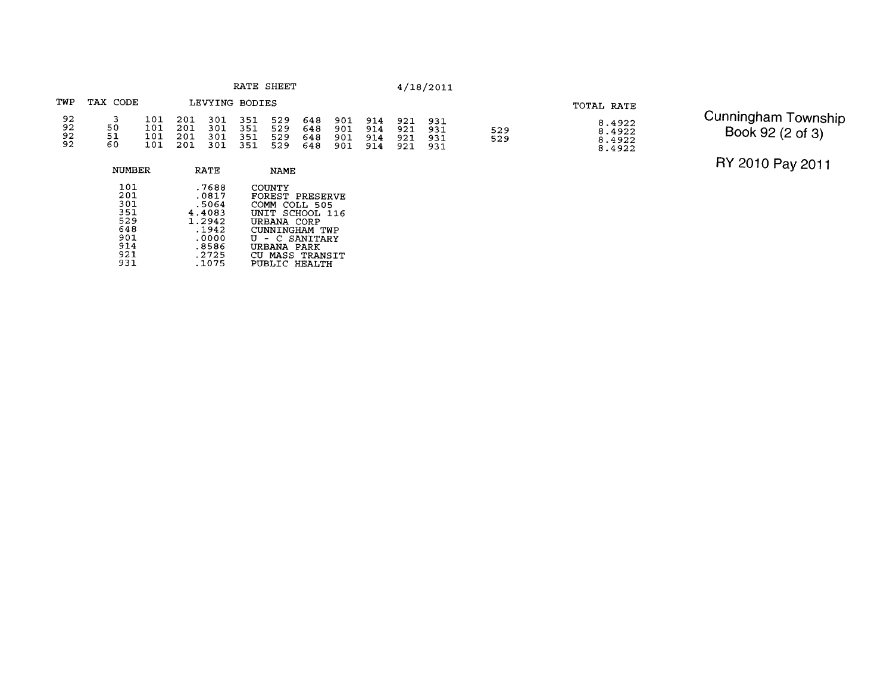# RATE SHEET

4/18/2011

**Cunningham Township**
**Book 92 (2 of 3)**

**RY 2010 Pay 2011**

| TWP | TAX CODE | LEVYING BODIES | | | | | | | | | | | TOTAL RATE |
|---|---|---|---|---|---|---|---|---|---|---|---|---|---|
| 92 | 3 | 101 | 201 | 301 | 351 | 529 | 648 | 901 | 914 | 921 | 931 | | 8.4922 |
| 92 | 50 | 101 | 201 | 301 | 351 | 529 | 648 | 901 | 914 | 921 | 931 | 529 | 8.4922 |
| 92 | 51 | 101 | 201 | 301 | 351 | 529 | 648 | 901 | 914 | 921 | 931 | 529 | 8.4922 |
| 92 | 60 | 101 | 201 | 301 | 351 | 529 | 648 | 901 | 914 | 921 | 931 | | 8.4922 |

| NUMBER | RATE | NAME |
|---|---|---|
| 101 | .7688 | COUNTY |
| 201 | .0817 | FOREST PRESERVE |
| 301 | .5064 | COMM COLL 505 |
| 351 | 4.4083 | UNIT SCHOOL 116 |
| 529 | 1.2942 | URBANA CORP |
| 648 | .1942 | CUNNINGHAM TWP |
| 901 | .0000 | U - C SANITARY |
| 914 | .8586 | URBANA PARK |
| 921 | .2725 | CU MASS TRANSIT |
| 931 | .1075 | PUBLIC HEALTH |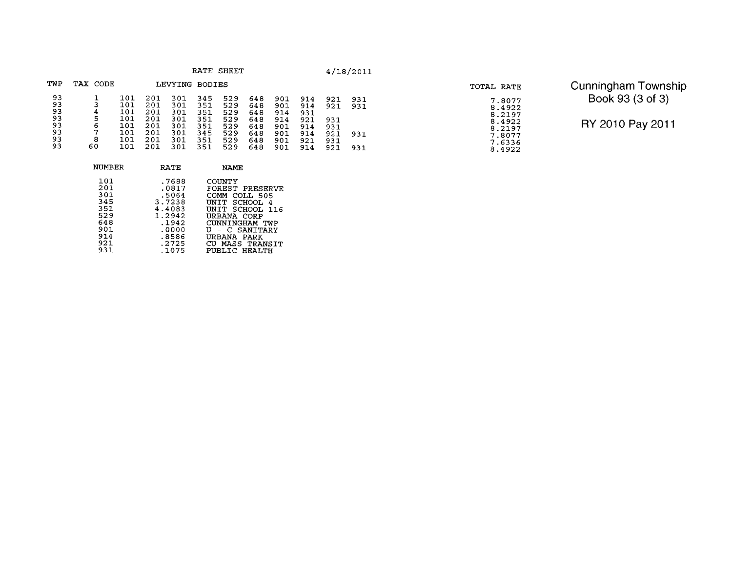Cunningham Township
Book 93 (3 of 3)

RY 2010 Pay 2011

RATE SHEET 4/18/2011

| TWP | TAX CODE | LEVYING BODIES | | | | | | | | | | TOTAL RATE |
|---|---|---|---|---|---|---|---|---|---|---|---|---|
| 93 | 1 | 101 | 201 | 301 | 345 | 529 | 648 | 901 | 914 | 921 | 931 | 7.8077 |
| 93 | 3 | 101 | 201 | 301 | 351 | 529 | 648 | 901 | 914 | 921 | 931 | 8.4922 |
| 93 | 4 | 101 | 201 | 301 | 351 | 529 | 648 | 914 | 931 | | | 8.2197 |
| 93 | 5 | 101 | 201 | 301 | 351 | 529 | 648 | 914 | 921 | 931 | | 8.4922 |
| 93 | 6 | 101 | 201 | 301 | 351 | 529 | 648 | 901 | 914 | 931 | | 8.2197 |
| 93 | 7 | 101 | 201 | 301 | 345 | 529 | 648 | 901 | 914 | 921 | 931 | 7.8077 |
| 93 | 8 | 101 | 201 | 301 | 351 | 529 | 648 | 901 | 921 | 931 | | 7.6336 |
| 93 | 60 | 101 | 201 | 301 | 351 | 529 | 648 | 901 | 914 | 921 | 931 | 8.4922 |

| NUMBER | RATE | NAME |
|---|---|---|
| 101 | .7688 | COUNTY |
| 201 | .0817 | FOREST PRESERVE |
| 301 | .5064 | COMM COLL 505 |
| 345 | 3.7238 | UNIT SCHOOL 4 |
| 351 | 4.4083 | UNIT SCHOOL 116 |
| 529 | 1.2942 | URBANA CORP |
| 648 | .1942 | CUNNINGHAM TWP |
| 901 | .0000 | U - C SANITARY |
| 914 | .8586 | URBANA PARK |
| 921 | .2725 | CU MASS TRANSIT |
| 931 | .1075 | PUBLIC HEALTH |